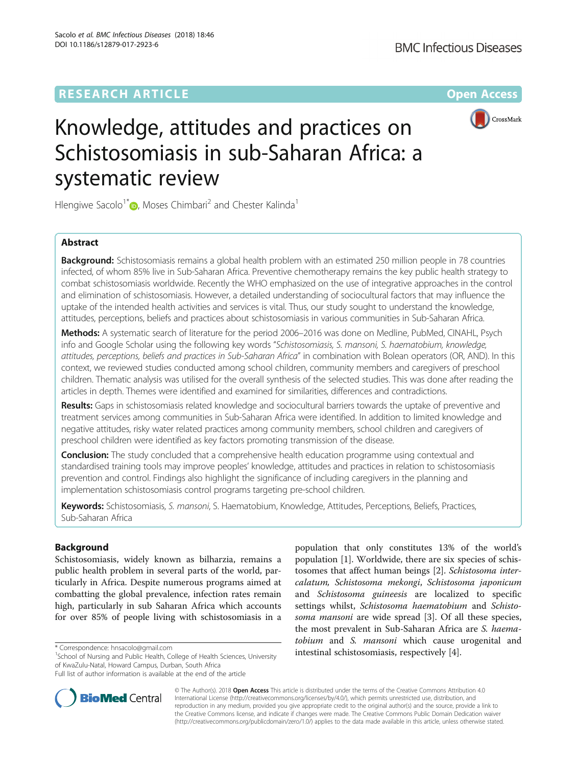RESEARCH ARTICLE

Open Access

# Knowledge, attitudes and practices on Schistosomiasis in sub-Saharan Africa: a systematic review

Hlengiwe Sacolo[1*], Moses Chimbari[2] and Chester Kalinda[1]

## Abstract

**Background:** Schistosomiasis remains a global health problem with an estimated 250 million people in 78 countries infected, of whom 85% live in Sub-Saharan Africa. Preventive chemotherapy remains the key public health strategy to combat schistosomiasis worldwide. Recently the WHO emphasized on the use of integrative approaches in the control and elimination of schistosomiasis. However, a detailed understanding of sociocultural factors that may influence the uptake of the intended health activities and services is vital. Thus, our study sought to understand the knowledge, attitudes, perceptions, beliefs and practices about schistosomiasis in various communities in Sub-Saharan Africa.

**Methods:** A systematic search of literature for the period 2006–2016 was done on Medline, PubMed, CINAHL, Psych info and Google Scholar using the following key words "*Schistosomiasis, S. mansoni, S. haematobium, knowledge, attitudes, perceptions, beliefs and practices in Sub-Saharan Africa*" in combination with Bolean operators (OR, AND). In this context, we reviewed studies conducted among school children, community members and caregivers of preschool children. Thematic analysis was utilised for the overall synthesis of the selected studies. This was done after reading the articles in depth. Themes were identified and examined for similarities, differences and contradictions.

**Results:** Gaps in schistosomiasis related knowledge and sociocultural barriers towards the uptake of preventive and treatment services among communities in Sub-Saharan Africa were identified. In addition to limited knowledge and negative attitudes, risky water related practices among community members, school children and caregivers of preschool children were identified as key factors promoting transmission of the disease.

**Conclusion:** The study concluded that a comprehensive health education programme using contextual and standardised training tools may improve peoples' knowledge, attitudes and practices in relation to schistosomiasis prevention and control. Findings also highlight the significance of including caregivers in the planning and implementation schistosomiasis control programs targeting pre-school children.

**Keywords:** Schistosomiasis, *S. mansoni*, S. Haematobium, Knowledge, Attitudes, Perceptions, Beliefs, Practices, Sub-Saharan Africa

## Background

Schistosomiasis, widely known as bilharzia, remains a public health problem in several parts of the world, particularly in Africa. Despite numerous programs aimed at combatting the global prevalence, infection rates remain high, particularly in sub Saharan Africa which accounts for over 85% of people living with schistosomiasis in a population that only constitutes 13% of the world's population [1]. Worldwide, there are six species of schistosomes that affect human beings [2]. *Schistosoma intercalatum*, *Schistosoma mekongi*, *Schistosoma japonicum* and *Schistosoma guineesis* are localized to specific settings whilst, *Schistosoma haematobium* and *Schistosoma mansoni* are wide spread [3]. Of all these species, the most prevalent in Sub-Saharan Africa are *S. haematobium* and *S. mansoni* which cause urogenital and intestinal schistosomiasis, respectively [4].

\* Correspondence: hnsacolo@gmail.com
[1]School of Nursing and Public Health, College of Health Sciences, University of KwaZulu-Natal, Howard Campus, Durban, South Africa
Full list of author information is available at the end of the article

© The Author(s). 2018 **Open Access** This article is distributed under the terms of the Creative Commons Attribution 4.0 International License (http://creativecommons.org/licenses/by/4.0/), which permits unrestricted use, distribution, and reproduction in any medium, provided you give appropriate credit to the original author(s) and the source, provide a link to the Creative Commons license, and indicate if changes were made. The Creative Commons Public Domain Dedication waiver (http://creativecommons.org/publicdomain/zero/1.0/) applies to the data made available in this article, unless otherwise stated.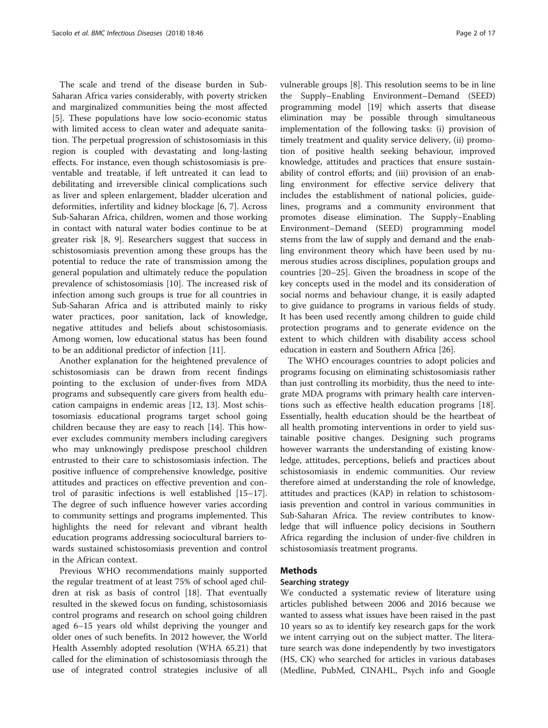The scale and trend of the disease burden in Sub-Saharan Africa varies considerably, with poverty stricken and marginalized communities being the most affected [5]. These populations have low socio-economic status with limited access to clean water and adequate sanitation. The perpetual progression of schistosomiasis in this region is coupled with devastating and long-lasting effects. For instance, even though schistosomiasis is preventable and treatable, if left untreated it can lead to debilitating and irreversible clinical complications such as liver and spleen enlargement, bladder ulceration and deformities, infertility and kidney blockage [6, 7]. Across Sub-Saharan Africa, children, women and those working in contact with natural water bodies continue to be at greater risk [8, 9]. Researchers suggest that success in schistosomiasis prevention among these groups has the potential to reduce the rate of transmission among the general population and ultimately reduce the population prevalence of schistosomiasis [10]. The increased risk of infection among such groups is true for all countries in Sub-Saharan Africa and is attributed mainly to risky water practices, poor sanitation, lack of knowledge, negative attitudes and beliefs about schistosomiasis. Among women, low educational status has been found to be an additional predictor of infection [11].

Another explanation for the heightened prevalence of schistosomiasis can be drawn from recent findings pointing to the exclusion of under-fives from MDA programs and subsequently care givers from health education campaigns in endemic areas [12, 13]. Most schistosomiasis educational programs target school going children because they are easy to reach [14]. This however excludes community members including caregivers who may unknowingly predispose preschool children entrusted to their care to schistosomiasis infection. The positive influence of comprehensive knowledge, positive attitudes and practices on effective prevention and control of parasitic infections is well established [15–17]. The degree of such influence however varies according to community settings and programs implemented. This highlights the need for relevant and vibrant health education programs addressing sociocultural barriers towards sustained schistosomiasis prevention and control in the African context.

Previous WHO recommendations mainly supported the regular treatment of at least 75% of school aged children at risk as basis of control [18]. That eventually resulted in the skewed focus on funding, schistosomiasis control programs and research on school going children aged 6–15 years old whilst depriving the younger and older ones of such benefits. In 2012 however, the World Health Assembly adopted resolution (WHA 65.21) that called for the elimination of schistosomiasis through the use of integrated control strategies inclusive of all vulnerable groups [8]. This resolution seems to be in line the Supply–Enabling Environment–Demand (SEED) programming model [19] which asserts that disease elimination may be possible through simultaneous implementation of the following tasks: (i) provision of timely treatment and quality service delivery, (ii) promotion of positive health seeking behaviour, improved knowledge, attitudes and practices that ensure sustainability of control efforts; and (iii) provision of an enabling environment for effective service delivery that includes the establishment of national policies, guidelines, programs and a community environment that promotes disease elimination. The Supply–Enabling Environment–Demand (SEED) programming model stems from the law of supply and demand and the enabling environment theory which have been used by numerous studies across disciplines, population groups and countries [20–25]. Given the broadness in scope of the key concepts used in the model and its consideration of social norms and behaviour change, it is easily adapted to give guidance to programs in various fields of study. It has been used recently among children to guide child protection programs and to generate evidence on the extent to which children with disability access school education in eastern and Southern Africa [26].

The WHO encourages countries to adopt policies and programs focusing on eliminating schistosomiasis rather than just controlling its morbidity, thus the need to integrate MDA programs with primary health care interventions such as effective health education programs [18]. Essentially, health education should be the heartbeat of all health promoting interventions in order to yield sustainable positive changes. Designing such programs however warrants the understanding of existing knowledge, attitudes, perceptions, beliefs and practices about schistosomiasis in endemic communities. Our review therefore aimed at understanding the role of knowledge, attitudes and practices (KAP) in relation to schistosomiasis prevention and control in various communities in Sub-Saharan Africa. The review contributes to knowledge that will influence policy decisions in Southern Africa regarding the inclusion of under-five children in schistosomiasis treatment programs.

## Methods

### Searching strategy

We conducted a systematic review of literature using articles published between 2006 and 2016 because we wanted to assess what issues have been raised in the past 10 years so as to identify key research gaps for the work we intent carrying out on the subject matter. The literature search was done independently by two investigators (HS, CK) who searched for articles in various databases (Medline, PubMed, CINAHL, Psych info and Google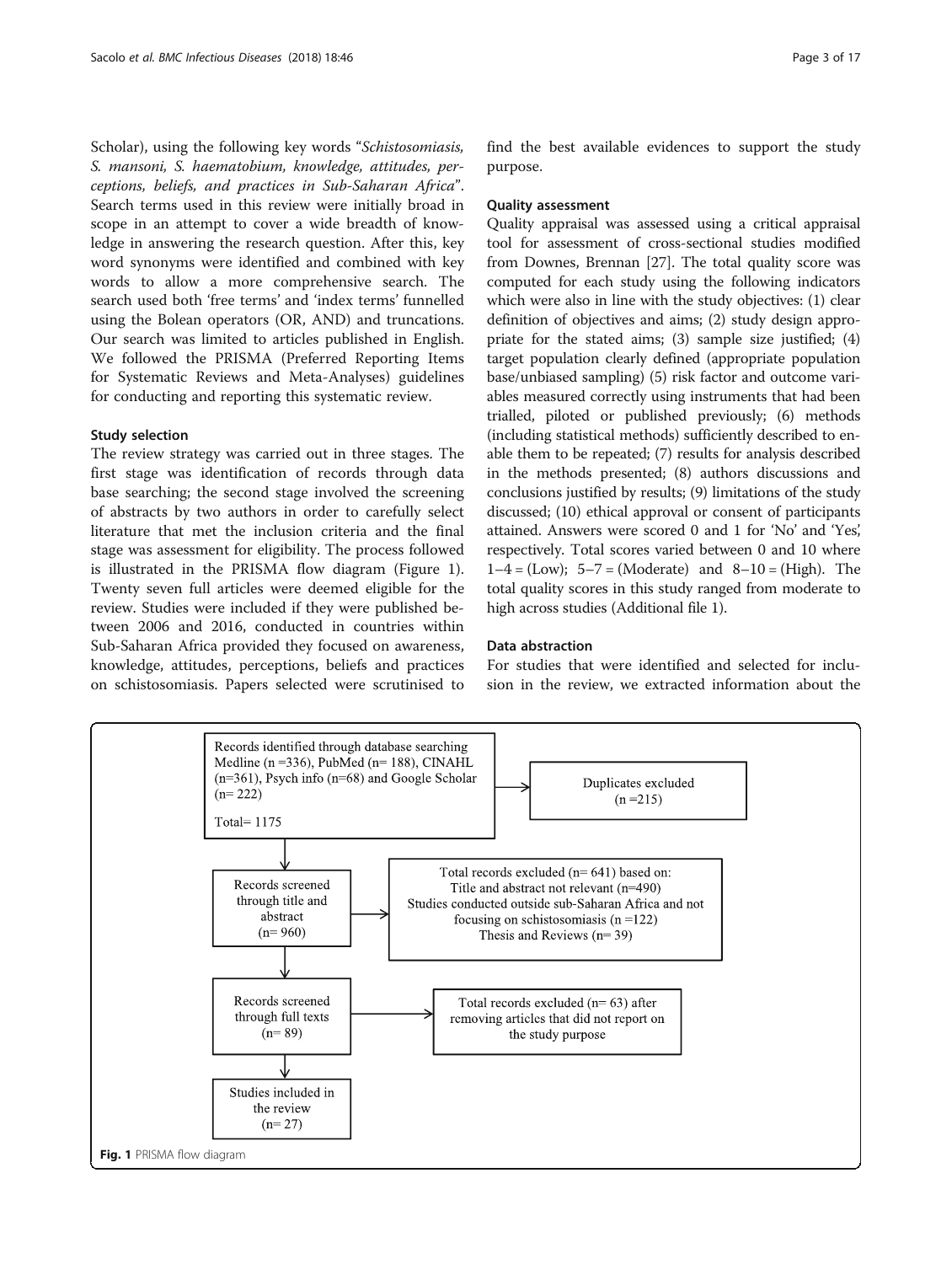Scholar), using the following key words "*Schistosomiasis, S. mansoni, S. haematobium, knowledge, attitudes, perceptions, beliefs, and practices in Sub-Saharan Africa*". Search terms used in this review were initially broad in scope in an attempt to cover a wide breadth of knowledge in answering the research question. After this, key word synonyms were identified and combined with key words to allow a more comprehensive search. The search used both 'free terms' and 'index terms' funnelled using the Bolean operators (OR, AND) and truncations. Our search was limited to articles published in English. We followed the PRISMA (Preferred Reporting Items for Systematic Reviews and Meta-Analyses) guidelines for conducting and reporting this systematic review.

### Study selection

The review strategy was carried out in three stages. The first stage was identification of records through data base searching; the second stage involved the screening of abstracts by two authors in order to carefully select literature that met the inclusion criteria and the final stage was assessment for eligibility. The process followed is illustrated in the PRISMA flow diagram (Figure 1). Twenty seven full articles were deemed eligible for the review. Studies were included if they were published between 2006 and 2016, conducted in countries within Sub-Saharan Africa provided they focused on awareness, knowledge, attitudes, perceptions, beliefs and practices on schistosomiasis. Papers selected were scrutinised to find the best available evidences to support the study purpose.

### Quality assessment

Quality appraisal was assessed using a critical appraisal tool for assessment of cross-sectional studies modified from Downes, Brennan [27]. The total quality score was computed for each study using the following indicators which were also in line with the study objectives: (1) clear definition of objectives and aims; (2) study design appropriate for the stated aims; (3) sample size justified; (4) target population clearly defined (appropriate population base/unbiased sampling) (5) risk factor and outcome variables measured correctly using instruments that had been trialled, piloted or published previously; (6) methods (including statistical methods) sufficiently described to enable them to be repeated; (7) results for analysis described in the methods presented; (8) authors discussions and conclusions justified by results; (9) limitations of the study discussed; (10) ethical approval or consent of participants attained. Answers were scored 0 and 1 for 'No' and 'Yes', respectively. Total scores varied between 0 and 10 where 1–4 = (Low); 5–7 = (Moderate) and 8–10 = (High). The total quality scores in this study ranged from moderate to high across studies (Additional file 1).

### Data abstraction

For studies that were identified and selected for inclusion in the review, we extracted information about the

Records identified through database searching Medline (n =336), PubMed (n= 188), CINAHL (n=361), Psych info (n=68) and Google Scholar (n= 222)

Total= 1175

Duplicates excluded (n =215)

Records screened through title and abstract (n= 960)

Total records excluded (n= 641) based on:
Title and abstract not relevant (n=490)
Studies conducted outside sub-Saharan Africa and not focusing on schistosomiasis (n =122)
Thesis and Reviews (n= 39)

Records screened through full texts (n= 89)

Total records excluded (n= 63) after removing articles that did not report on the study purpose

Studies included in the review (n= 27)

**Fig. 1** PRISMA flow diagram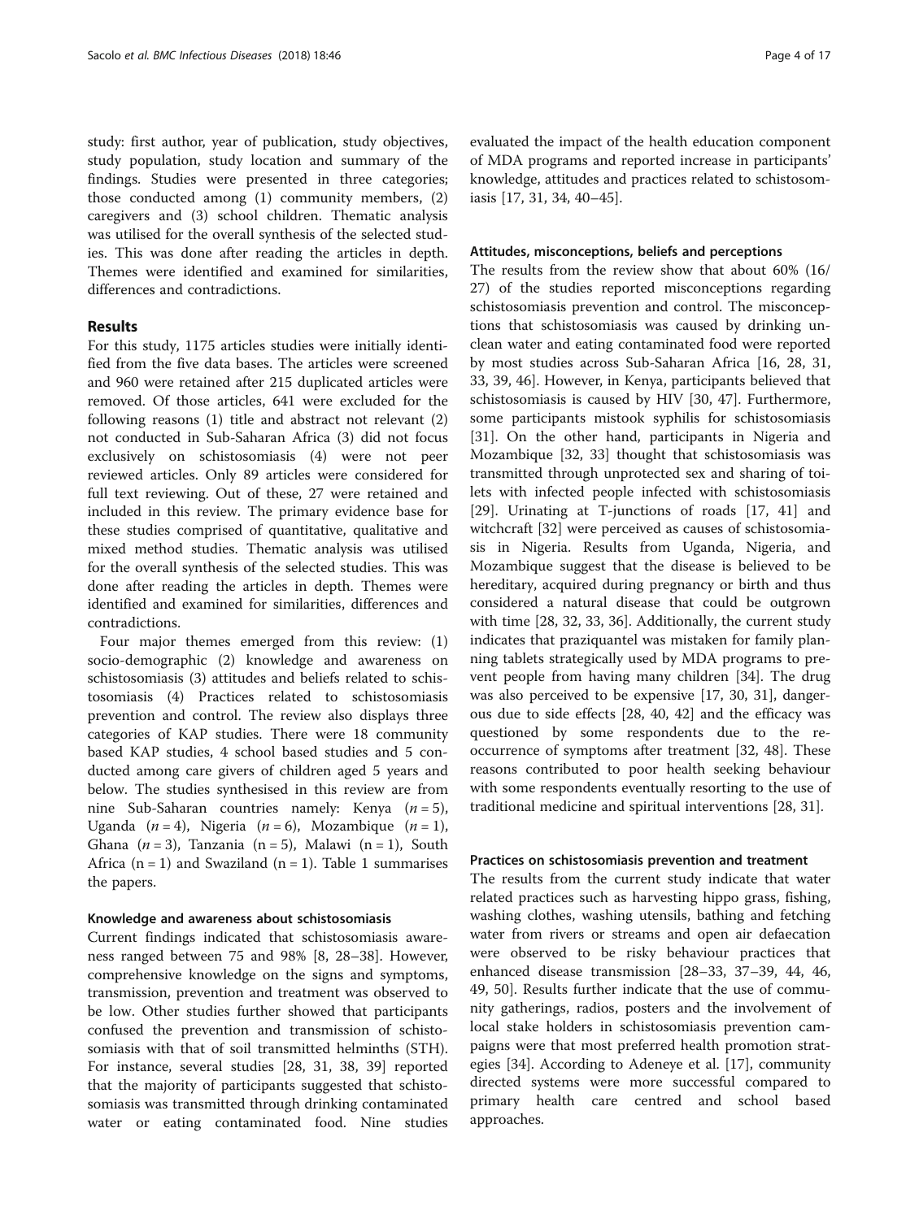study: first author, year of publication, study objectives, study population, study location and summary of the findings. Studies were presented in three categories; those conducted among (1) community members, (2) caregivers and (3) school children. Thematic analysis was utilised for the overall synthesis of the selected studies. This was done after reading the articles in depth. Themes were identified and examined for similarities, differences and contradictions.

## Results

For this study, 1175 articles studies were initially identified from the five data bases. The articles were screened and 960 were retained after 215 duplicated articles were removed. Of those articles, 641 were excluded for the following reasons (1) title and abstract not relevant (2) not conducted in Sub-Saharan Africa (3) did not focus exclusively on schistosomiasis (4) were not peer reviewed articles. Only 89 articles were considered for full text reviewing. Out of these, 27 were retained and included in this review. The primary evidence base for these studies comprised of quantitative, qualitative and mixed method studies. Thematic analysis was utilised for the overall synthesis of the selected studies. This was done after reading the articles in depth. Themes were identified and examined for similarities, differences and contradictions.

Four major themes emerged from this review: (1) socio-demographic (2) knowledge and awareness on schistosomiasis (3) attitudes and beliefs related to schistosomiasis (4) Practices related to schistosomiasis prevention and control. The review also displays three categories of KAP studies. There were 18 community based KAP studies, 4 school based studies and 5 conducted among care givers of children aged 5 years and below. The studies synthesised in this review are from nine Sub-Saharan countries namely: Kenya (*n* = 5), Uganda (*n* = 4), Nigeria (*n* = 6), Mozambique (*n* = 1), Ghana (*n* = 3), Tanzania (n = 5), Malawi (n = 1), South Africa (n = 1) and Swaziland (n = 1). Table 1 summarises the papers.

### Knowledge and awareness about schistosomiasis

Current findings indicated that schistosomiasis awareness ranged between 75 and 98% [8, 28–38]. However, comprehensive knowledge on the signs and symptoms, transmission, prevention and treatment was observed to be low. Other studies further showed that participants confused the prevention and transmission of schistosomiasis with that of soil transmitted helminths (STH). For instance, several studies [28, 31, 38, 39] reported that the majority of participants suggested that schistosomiasis was transmitted through drinking contaminated water or eating contaminated food. Nine studies evaluated the impact of the health education component of MDA programs and reported increase in participants' knowledge, attitudes and practices related to schistosomiasis [17, 31, 34, 40–45].

### Attitudes, misconceptions, beliefs and perceptions

The results from the review show that about 60% (16/27) of the studies reported misconceptions regarding schistosomiasis prevention and control. The misconceptions that schistosomiasis was caused by drinking unclean water and eating contaminated food were reported by most studies across Sub-Saharan Africa [16, 28, 31, 33, 39, 46]. However, in Kenya, participants believed that schistosomiasis is caused by HIV [30, 47]. Furthermore, some participants mistook syphilis for schistosomiasis [31]. On the other hand, participants in Nigeria and Mozambique [32, 33] thought that schistosomiasis was transmitted through unprotected sex and sharing of toilets with infected people infected with schistosomiasis [29]. Urinating at T-junctions of roads [17, 41] and witchcraft [32] were perceived as causes of schistosomiasis in Nigeria. Results from Uganda, Nigeria, and Mozambique suggest that the disease is believed to be hereditary, acquired during pregnancy or birth and thus considered a natural disease that could be outgrown with time [28, 32, 33, 36]. Additionally, the current study indicates that praziquantel was mistaken for family planning tablets strategically used by MDA programs to prevent people from having many children [34]. The drug was also perceived to be expensive [17, 30, 31], dangerous due to side effects [28, 40, 42] and the efficacy was questioned by some respondents due to the reoccurrence of symptoms after treatment [32, 48]. These reasons contributed to poor health seeking behaviour with some respondents eventually resorting to the use of traditional medicine and spiritual interventions [28, 31].

### Practices on schistosomiasis prevention and treatment

The results from the current study indicate that water related practices such as harvesting hippo grass, fishing, washing clothes, washing utensils, bathing and fetching water from rivers or streams and open air defaecation were observed to be risky behaviour practices that enhanced disease transmission [28–33, 37–39, 44, 46, 49, 50]. Results further indicate that the use of community gatherings, radios, posters and the involvement of local stake holders in schistosomiasis prevention campaigns were that most preferred health promotion strategies [34]. According to Adeneye et al. [17], community directed systems were more successful compared to primary health care centred and school based approaches.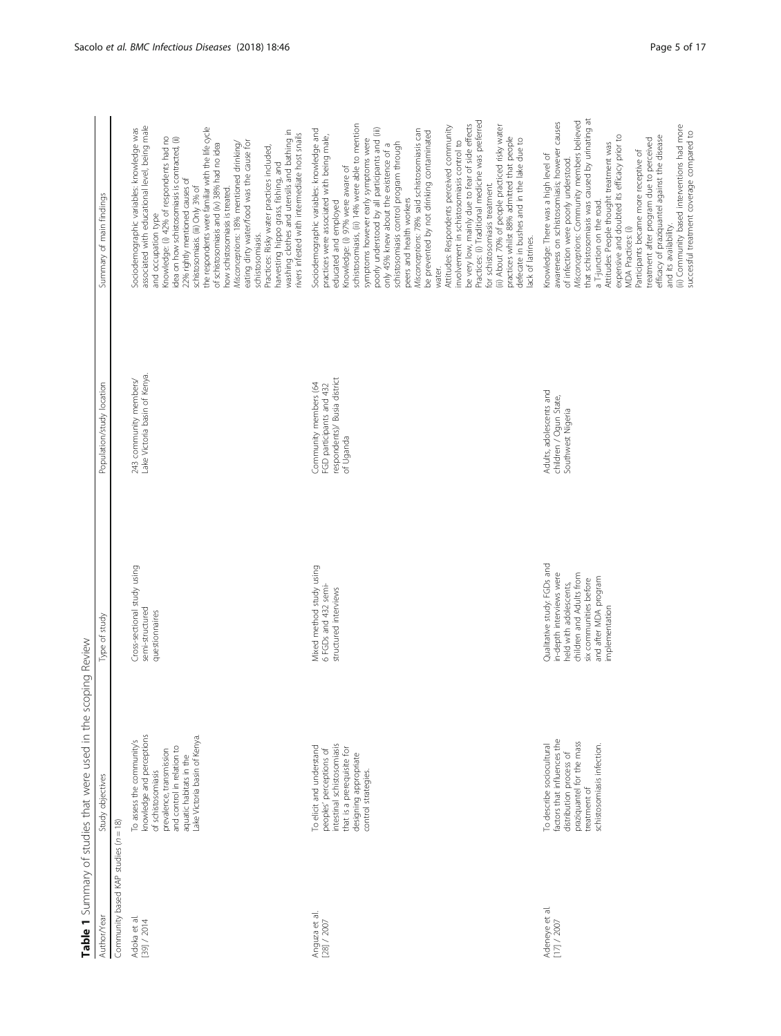**Table 1** Summary of studies that were used in the scoping Review

| Author/Year | Study objectives | Type of study | Population/study location | Summary of main findings |
| --- | --- | --- | --- | --- |
| Community based KAP studies (n = 18) | | | | |
| Adoka et al. [39] / 2014 | To assess the community's knowledge and perceptions of schistosomiasis prevalence, transmission and control in relation to aquatic habitats in the Lake Victoria basin of Kenya. | Cross-sectional study using semi-structured questionnaires | 243 community members/ Lake Victoria basin of Kenya. | Sociodemographic variables: knowledge was associated with educational level, being male and occupation type. Knowledge: (i) 42% of respondents had no idea on how schistosomiasis is contracted, (ii) 22% rightly mentioned causes of schistosomiasis. (iii) Only 3% of the respondents were familiar with the life cycle of schistosomiasis and (iv) 38% had no idea how schistosomiasis is treated. *Misconceptions*: 18% mentioned drinking/ eating dirty water/food was the cause for schistosomiasis. Practices: Risky water practices included, harvesting hippo grass, fishing, and washing clothes and utensils and bathing in rivers infested with intermediate host snails |
| Anguza et al. [28] / 2007 | To elicit and understand peoples' perceptions of intestinal schistosomiasis that is a prerequisite for designing appropriate control strategies. | Mixed method study using 6 FGDs and 432 semi-structured interviews | Community members (64 FGD participants and 432 respondents)/ Busia district of Uganda | Sociodemographic variables: knowledge and practices were associated with being male, educated and employed Knowledge: (i) 97% were aware of schistosomiasis, (ii) 14% were able to mention symptoms however early symptoms were poorly understood by all participants and (iii) only 45% knew about the existence of a schistosomiasis control program through peers and health workers *Misconceptions*: 78% said schistosomiasis can be prevented by not drinking contaminated water. Attitudes: Respondents perceived community involvement in schistosomiasis control to be very low, mainly due to fear of side effects Practices: (i) Traditional medicine was preferred for schistosomiasis treatment. (ii) About 70% of people practiced risky water practices whilst 88% admitted that people defecate in bushes and in the lake due to lack of latrines. |
| Adeneye et al. [17] / 2007 | To describe sociocultural factors that influences the distribution process of praziquantel for the mass treatment of schistosomiasis infection. | Qualitative study: FGDs and in-depth interviews were held with adolescents, children and Adults from six communities before and after MDA program implementation | Adults, adolescents and children / Ogun State, Southwest Nigeria | Knowledge: There was a high level of awareness on schistosomiasis; however causes of infection were poorly understood. *Misconceptions*: Community members believed that schistosomiasis was caused by urinating at a T-junction on the road. Attitudes: People thought treatment was expensive and doubted its efficacy prior to MDA Practices: (i) Participants became more receptive of treatment after program due to perceived efficacy of praziquantel against the disease and its availability. (ii) Community based interventions had more successful treatment coverage compared to |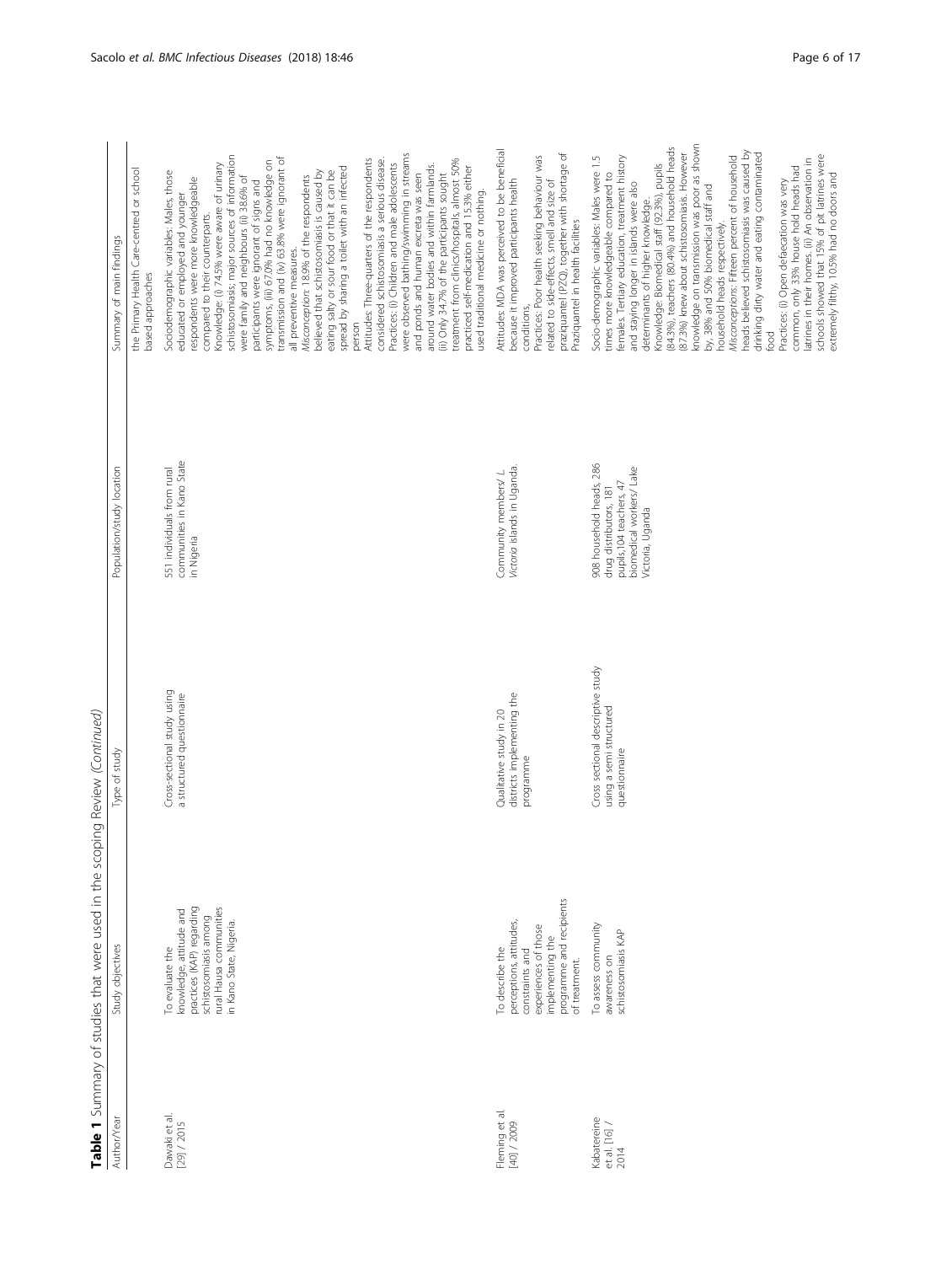**Table 1** Summary of studies that were used in the scoping Review *(Continued)*

| Author/Year | Study objectives | Type of study | Population/study location | Summary of main findings |
|---|---|---|---|---|
| | | | | the Primary Health Care-centred or school based approaches |
| Dawaki et al. [29] / 2015 | To evaluate the knowledge, attitude and practices (KAP) regarding schistosomiasis among rural Hausa communities in Kano State, Nigeria. | Cross-sectional study using a structured questionnaire | 551 individuals from rural communities in Kano State in Nigeria | Sociodemographic variables: Males, those educated or employed and younger respondents were more knowledgeable compared to their counterparts. Knowledge: (i) 74.5% were aware of urinary schistosomiasis; major sources of information were family and neighbours (ii) 38.6% of participants were ignorant of signs and symptoms, (iii) 67.0% had no knowledge on transmission and (iv) 63.8% were ignorant of all preventive measures. *Misconception*: 18.9% of the respondents believed that schistosomiasis is caused by eating salty or sour food or that it can be spread by sharing a toilet with an infected person. Attitudes: Three-quarters of the respondents considered schistosomiasis a serious disease. Practices: (i) Children and male adolescents were observed bathing/swimming in streams and ponds and human excreta was seen around water bodies and within farmlands. (ii) Only 34.7% of the participants sought treatment from clinics/hospitals, almost 50% practiced self-medication and 15.3% either used traditional medicine or nothing. |
| Fleming et al. [40] / 2009 | To describe the perceptions, attitudes, constraints and experiences of those implementing the programme and recipients of treatment. | Qualitative study in 20 districts implementing the programme | Community members/ L. *Victoria* islands in Uganda. | Attitudes: MDA was perceived to be beneficial because it improved participants health conditions, Practices: Poor health seeking behaviour was related to side-effects, smell and size of praziquantel (PZQ), together with shortage of Praziquantel in health facilities |
| Kabatereine et al. [16] / 2014 | To assess community awareness on schistosomiasis KAP | Cross sectional descriptive study using a semi structured questionnaire | 908 household heads, 286 drug distributors, 181 pupils,104 teachers, 47 biomedical workers/ Lake Victoria, Uganda | Socio-demographic variables: Males were 1.5 times more knowledgeable compared to females, Tertiary education, treatment history and staying longer in islands were also determinants of higher knowledge. Knowledge: Biomedical staff (92.3%), pupils (84.3%), teachers (80.4%) and household heads (87.3%) knew about schistosomiasis. However knowledge on transmission was poor as shown by, 38% and 50% biomedical staff and household heads respectively. *Misconceptions*: Fifteen percent of household heads believed schistosomiasis was caused by drinking dirty water and eating contaminated food Practices: (i) Open defaecation was very common, only 33% house hold heads had latrines in their homes. (ii) An observation in schools showed that 15% of pit latrines were extremely filthy, 10.5% had no doors and |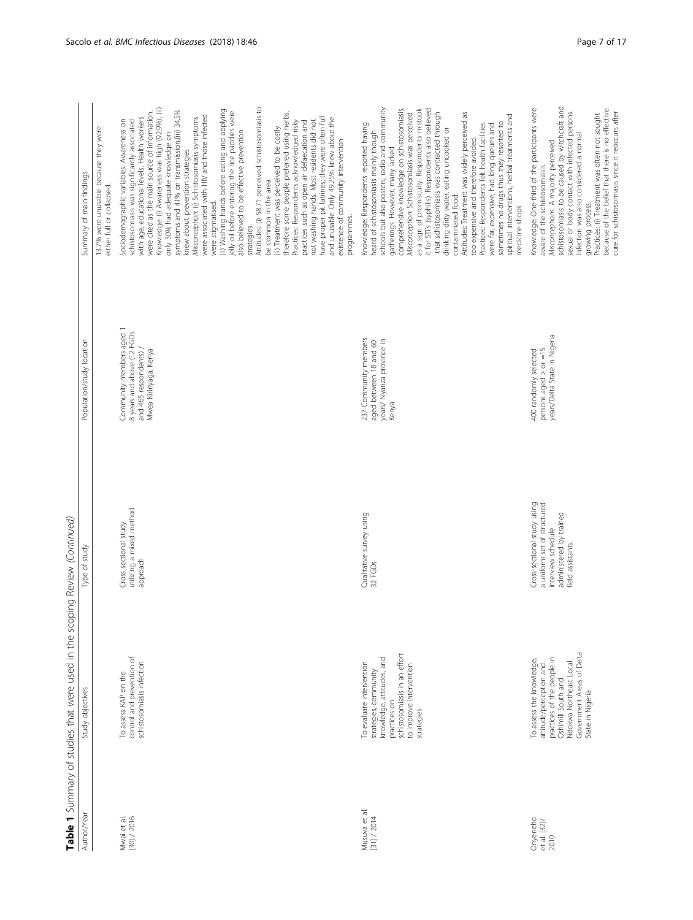**Table 1** Summary of studies that were used in the scoping Review *(Continued)*

| Author/Year | Study objectives | Type of study | Population/study location | Summary of main findings |
|---|---|---|---|---|
| | | | | 13.7% were unusable because they were either full or collapsed. |
| Mwai et al. [30] / 2016 | To assess KAP on the control and prevention of schistosomiasis infection | Cross sectional study utilizing a mixed method approach | Community members aged 18 years and above (12 FGDs and 465 respondents) / Mwea Kirinyaga, Kenya | Sociodemographic variables: Awareness on schistosomiasis was significantly associated with age, educational levels. Health workers were cited as the main source of information. Knowledge: (i) Awareness was high (92.9%), (ii) only 30% had adequate knowledge on symptoms and 41% on transmission,(iii) 34.5% knew about prevention strategies *Misconception*: (i) Schistosomiasis symptoms were associated with HIV and those infected were stigmatised. (ii) Washing hands before eating and applying jelly oil before entering the rice paddies were also believed to be effective prevention strategies. Attitudes: (i) 58.71 perceived schistosomiasis to be common in the area. (ii) Treatment was perceived to be costly therefore some people preferred using herbs. Practices: Respondents acknowledged risky practices such as open air defaecation and not washing hands. Most residents did not have proper pit latrines; they were often full and unusable. Only 49.25% knew about the existence of community intervention programmes. |
| Musuva et al. [31] / 2014 | To evaluate intervention strategies, community knowledge, attitudes, and practices on schistosomiasis in an effort to improve intervention strategies | Qualitative survey using 32 FGDs | 237 Community members aged between 18 and 60 years/ Nyanza province in Kenya | Knowledge: Respondents reported having heard of schistosomiasis mainly though schools but also posters, radio and community gatherings. However, many lacked comprehensive knowledge on schistosomiasis. *Misconception*: Schistosomiasis was perceived as a sign of promiscuity. Respondents mistook it for STI's (syphilis). Respondents also believed that schistosomiasis was contracted through drinking dirty water, eating uncooked or contaminated food. Attitudes: Treatment was widely perceived as too expensive and therefore avoided. Practices: Respondents felt health facilities were far, expensive, had long queues and sometimes no drugs thus they resorted to spiritual interventions, herbal treatments and medicine shops |
| Onyeneho et al. [32]/ 2010 | To assess the knowledge, attitude/perception and practices of the people in Oshimili South and Ndokwa Northeast Local Government Areas of Delta State in Nigeria | Cross-sectional study using a uniform set of structured interview schedule administered by trained field assistants. | 400 randomly selected persons aged > or =15 years/Delta State in Nigeria | Knowledge: One-third of the participants were aware of the schistosomiasis. *Misconceptions*: A majority perceived schistosomiasis to be caused by witchcraft and sexual or body contact with infected persons. Infection was also considered a normal growing process. Practices: (i) Treatment was often not sought because of the belief that there is no effective cure for schistosomiasis since it reoccurs after |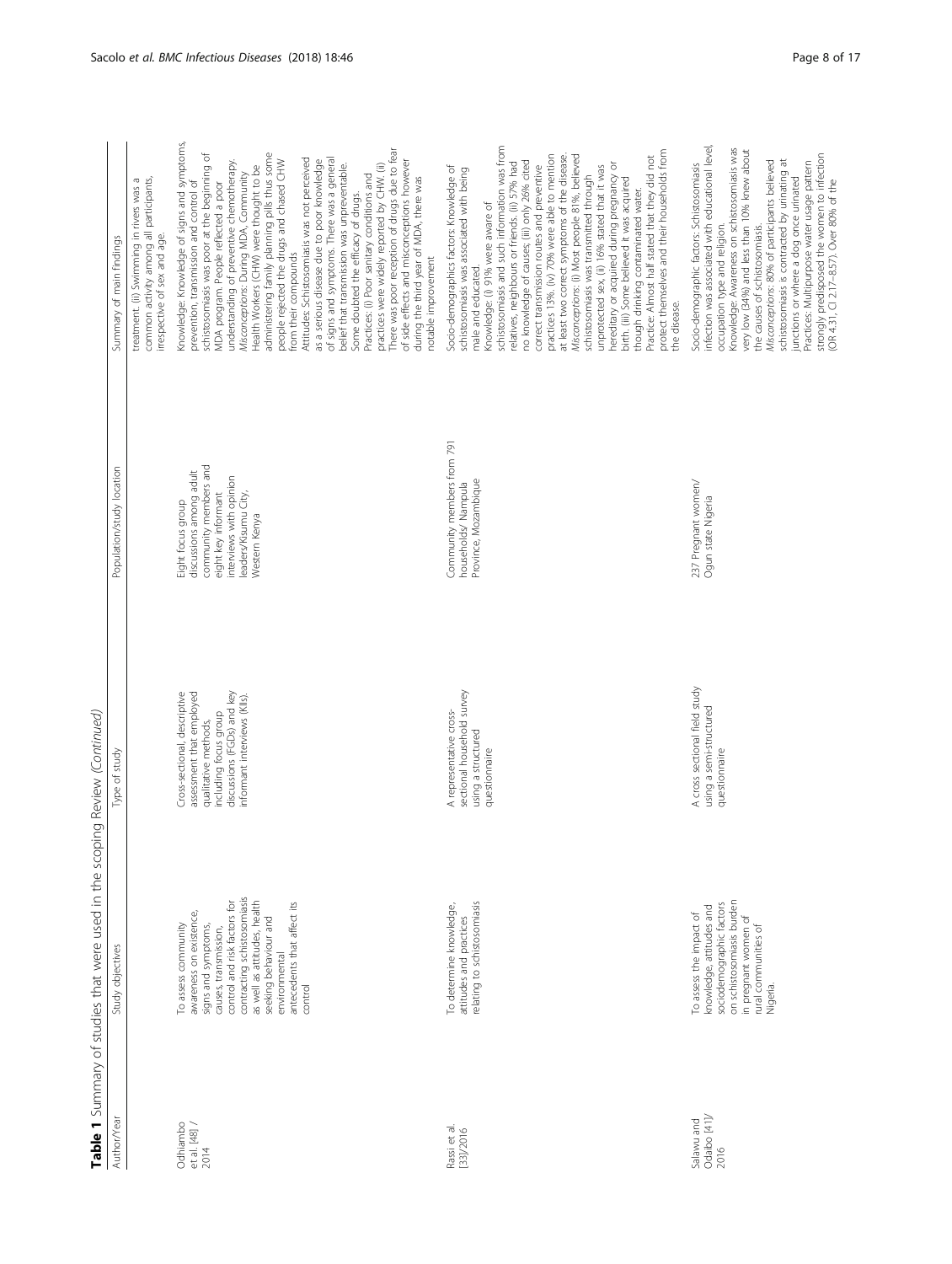**Table 1** Summary of studies that were used in the scoping Review *(Continued)*

| Author/Year | Study objectives | Type of study | Population/study location | Summary of main findings |
|---|---|---|---|---|
| | | | | treatment. (ii) Swimming in rivers was a common activity among all participants, irrespective of sex and age. |
| Odhiambo et al. [48] / 2014 | To assess community awareness on existence, signs and symptoms, causes, transmission, control and risk factors for contracting schistosomiasis as well as attitudes, health seeking behaviour and environmental antecedents that affect its control | Cross-sectional, descriptive assessment that employed qualitative methods, including focus group discussions (FGDs) and key informant interviews (KIIs). | Eight focus group discussions among adult community members and eight key informant interviews with opinion leaders/Kisumu City, Western Kenya | Knowledge: Knowledge of signs and symptoms, prevention, transmission and control of schistosomiasis was poor at the beginning of MDA program. People reflected a poor understanding of preventive chemotherapy. *Misconceptions*: During MDA, Community Health Workers (CHW) were thought to be administering family planning pills thus some people rejected the drugs and chased CHW from their compounds Attitudes: Schistosomiasis was not perceived as a serious disease due to poor knowledge of signs and symptoms. There was a general belief that transmission was unpreventable. Some doubted the efficacy of drugs. Practices: (i) Poor sanitary conditions and practices were widely reported by CHW. (ii) There was poor reception of drugs due to fear of side effects and misconceptions however during the third year of MDA, there was notable improvement |
| Rassi et al. [33]/2016 | To determine knowledge, attitudes and practices relating to schistosomiasis | A representative cross-sectional household survey using a structured questionnaire | Community members from 791 households/ Nampula Province, Mozambique | Socio-demographics factors: Knowledge of schistosomiasis was associated with being male and educated. Knowledge: (i) 91% were aware of schistosomiasis and such information was from relatives, neighbours or friends. (ii) 57% had no knowledge of causes; (iii) only 26% cited correct transmission routes and preventive practices 13%. (iv) 70% were able to mention at least two correct symptoms of the disease. *Misconceptions*: (i) Most people 81%, believed schistosomiasis was transmitted through unprotected sex, (ii) 16% stated that it was hereditary or acquired during pregnancy or birth. (iii) Some believed it was acquired though drinking contaminated water. Practice: Almost half stated that they did not protect themselves and their households from the disease. |
| Salawu and Odaibo [41]/ 2016 | To assess the impact of knowledge, attitudes and sociodemographic factors on schistosomiasis burden in pregnant women of rural communities of Nigeria. | A cross sectional field study using a semi-structured questionnaire | 237 Pregnant women/ Ogun state Nigeria | Socio-demographic factors: Schistosomiasis infection was associated with educational level, occupation type and religion. Knowledge: Awareness on schistosomiasis was very low (34%) and less than 10% knew about the causes of schistosomiasis. *Misconceptions*: 80% of participants believed schistosomiasis is contracted by urinating at junctions or where a dog once urinated Practices: Multipurpose water usage pattern strongly predisposed the women to infection (OR 4.31, CI 2.17–8.57). Over 80% of the |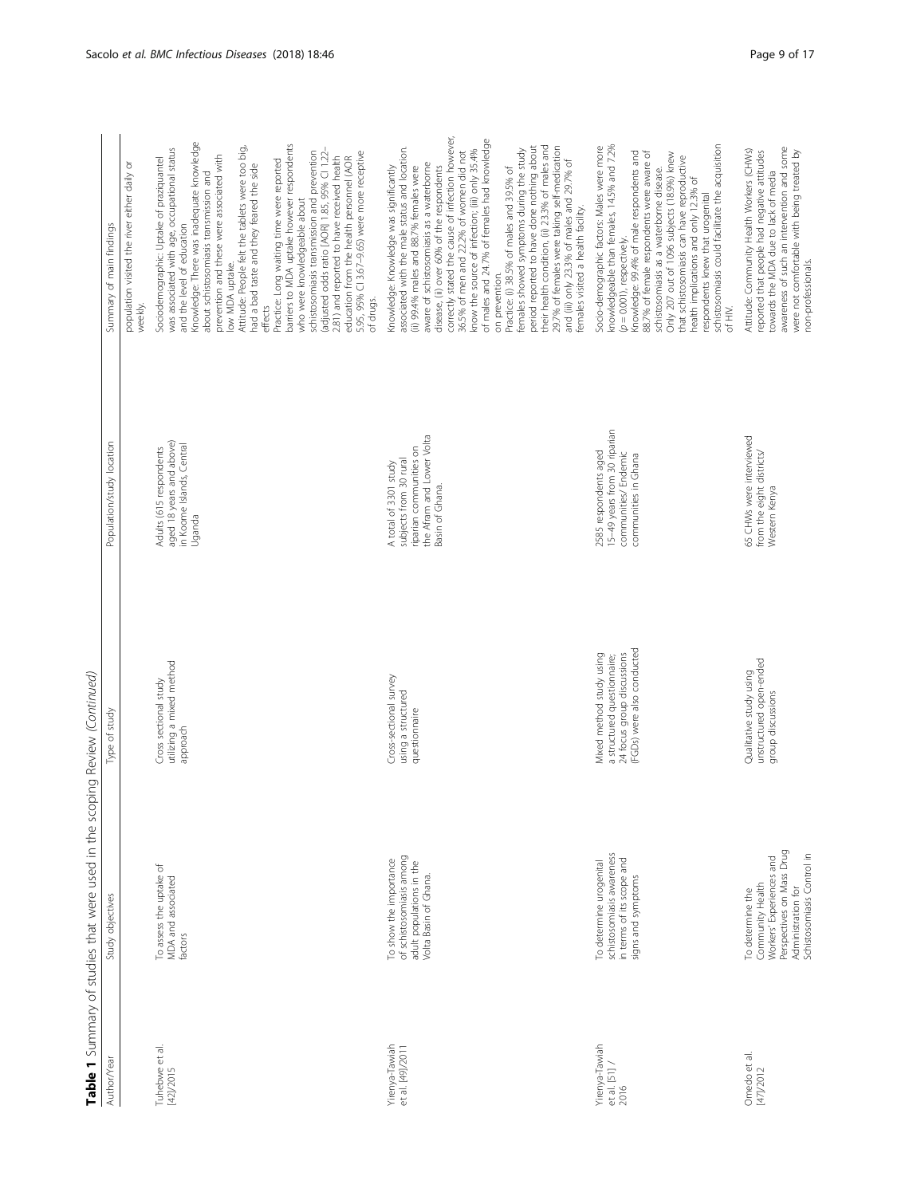**Table 1** Summary of studies that were used in the scoping Review *(Continued)*

| Author/Year | Study objectives | Type of study | Population/study location | Summary of main findings |
| --- | --- | --- | --- | --- |
| | | | | population visited the river either daily or weekly. |
| Tuhebwe et al. [42]/2015 | To assess the uptake of MDA and associated factors | Cross sectional study utilizing a mixed method approach | Adults (615 respondents aged 18 years and above) in Koome Islands, Central Uganda | Sociodemographic: Uptake of praziquantel was associated with age, occupational status and the level of education<br>Knowledge: There was inadequate knowledge about schistosomiasis transmission and prevention and these were associated with low MDA uptake.<br>Attitude: People felt the tablets were too big, had a bad taste and they feared the side effects<br>Practice: Long waiting time were reported barriers to MDA uptake however respondents who were knowledgeable about schistosomiasis transmission and prevention (adjusted odds ratio [AOR] 1.85, 95% CI 1.22–2.81) and reported to have received health education from the health personnel (AOR 5.95, 95% CI 3.67–9.65) were more receptive of drugs. |
| Yirenya-Tawiah et al. [49]/2011 | To show the importance of schistosomiasis among adult populations in the Volta Basin of Ghana. | Cross-sectional survey using a structured questionnaire | A total of 3301 study subjects from 30 rural riparian communities on the Afram and Lower Volta Basin of Ghana. | Knowledge: Knowledge was significantly associated with the male status and location. (ii) 99.4% males and 88.7% females were aware of schistosomiasis as a waterborne disease, (ii) over 60% of the respondents correctly stated the cause of infection however, 36.5% of men and 22.2% of women did not know the source of infection; (iii) only 35.4% of males and 24.7% of females had knowledge on prevention.<br>Practice: (i) 38.5% of males and 39.5% of females showed symptoms during the study period reported to have done nothing about their health condition. (ii) 23.3% of males and 29.7% of females were taking self-medication and (iii) only 23.3% of males and 29.7% of females visited a health facility. |
| Yirenya-Tawiah et al. [51] / 2016 | To determine urogenital schistosomiasis awareness in terms of its scope and signs and symptoms | Mixed method study using a structured questionnaire; 24 focus group discussions (FGDs) were also conducted | 2585 respondents aged 15–49 years from 30 riparian communities/ Endemic communities in Ghana | Socio-demographic factors: Males were more knowledgeable than females, 14.5% and 7.2% ($p = 0.001$), respectively.<br>Knowledge: 99.4% of male respondents and 88.7% of female respondents were aware of schistosomiasis as a waterborne disease. Only 207 out of 1096 subjects (18.9%) knew that schistosomiasis can have reproductive health implications and only 12.3% of respondents knew that urogenital schistosomiasis could facilitate the acquisition of HIV. |
| Omedo et al. [47]/2012 | To determine the Community Health Workers' Experiences and Perspectives on Mass Drug Administration for Schistosomiasis Control in | Qualitative study using unstructured open-ended group discussions | 65 CHWs were interviewed from the eight districts/ Western Kenya | Attitude: Community Health Workers (CHWs) reported that people had negative attitudes towards the MDA due to lack of media awareness of such an intervention and some were not comfortable with being treated by non-professionals. |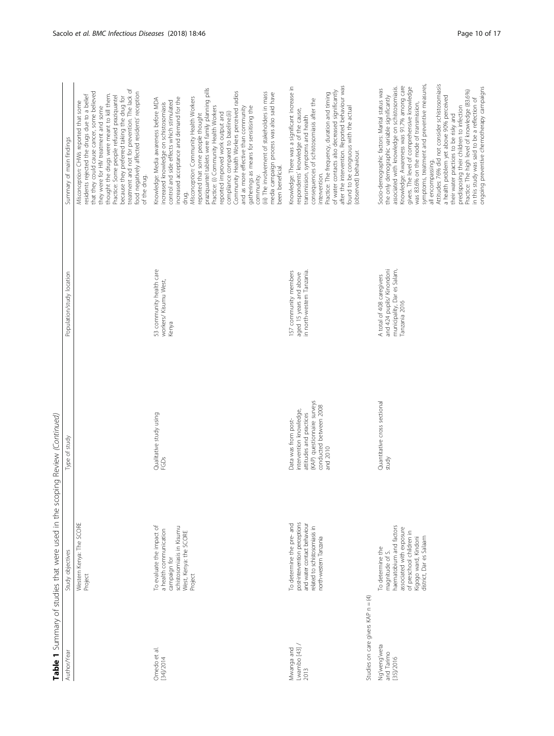**Table 1** Summary of studies that were used in the scoping Review *(Continued)*

| Author/Year | Study objectives | Type of study | Population/study location | Summary of main findings |
| --- | --- | --- | --- | --- |
| | Western Kenya: The SCORE Project | | | *Misconception*: CHWs reported that some residents rejected the drugs due to a belief that they could cause cancer, some believed they were for HIV treatment and some thought the drugs were meant to kill them. Practice: Some people refused praziquantel because they preferred taking the drug for treatment and not for prevention. The lack of food negatively affected residents' reception of the drug. |
| Omedo et al. [34]/2014 | To evaluate the impact of a health communication campaign for schistosomiasis in Kisumu West, Kenya: the SCORE Project | Qualitative study using FGDs | 53 community health care workers/ Kisumu West, Kenya | Knowledge: Media awareness before MDA increased knowledge on schistosomiasis control and side effects which stimulated increased acceptance and demand for the drug. *Misconception*: Community Health Workers reported that some people thought praziquantel tablets were family planning pills Practice: (i) Community Health Workers reported improved work output and compliance compared to baseline.(ii) Community Health Workers perceived radios and as more effective than community gatherings as means for sensitising the community. (iii) The involvement of stakeholders in mass media campaign process was also said have been beneficial. |
| Mwanga and Lwambo [43] / 2013 | To determine the pre- and post-intervention perceptions and water contact behaviour related to schistosomiasis in north-western Tanzania | Data was from post-intervention knowledge, attitudes and practices (KAP) questionnaire surveys conducted between 2008 and 2010 | 157 community members aged 15 years and above in north-western Tanzania. | Knowledge: There was a significant increase in respondents' knowledge of the cause, transmission, symptoms and health consequences of schistosomiasis after the intervention. Practice: The frequency, duration and timing of water contacts also decreased significantly after the intervention. Reported behaviour was found to be congruous with the actual (observed) behaviour. |
| Studies on care givers KAP n = (4) | | | | |
| Ng'weng'weta and Tarimo [35]/2016 | To determine the magnitude of S. haematobium and factors associated with exposure of preschool children in Kigogo ward, Kindoni district, Dar es Salaam | Quantitative cross sectional study | A total of 408 caregivers and 424 pupils/ Kinondoni municipality, Dar es Salam, Tanzania 2016 | Socio-demographic factors: Marital status was the only demographic variable significantly associated with knowledge on schistosomiasis. Knowledge: Awareness was 91.7% among care givers. The level of comprehensive knowledge was 83.6% on the mode of transmission, symptoms, treatment and preventive measures, all encompassing. Attitudes: 76% did not consider schistosomiasis a health problem yet above 90% perceived their water practices to be risky and predisposing their children to infection Practice: The high level of knowledge (83.6%) in this study was said to be a reflection of ongoing preventive chemotherapy campaigns |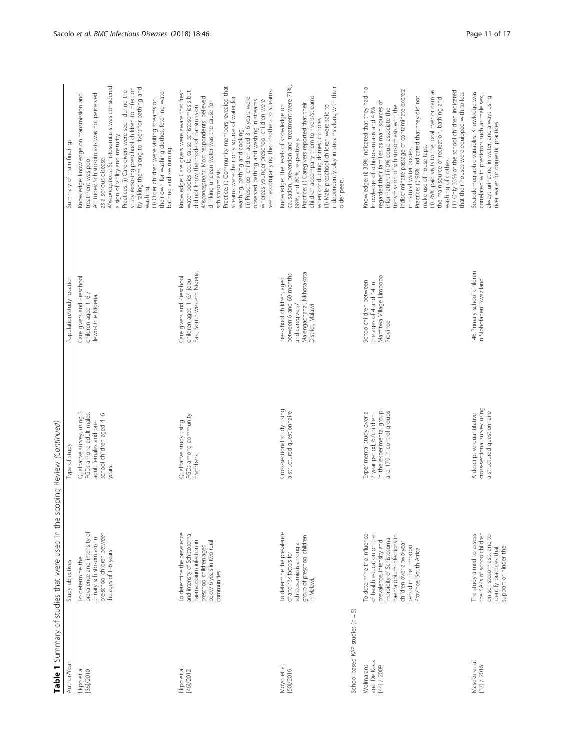**Table 1** Summary of studies that were used in the scoping Review *(Continued)*

| Author/Year | Study objectives | Type of study | Population/study location | Summary of main findings |
|---|---|---|---|---|
| Ekpo et al. [36]/2010 | To determine the prevalence and intensity of urinary schistosomiasis in pre-school children between the ages of 1–6 years | Qualitative survey, using 3 FGDs among adult males, adult females and pre-school children aged 4–6 years. | Care givers and Preschool children aged 1–6 / Ilewo-Orile Nigeria. | Knowledge: knowledge on transmission and treatment was poor<br>Attitudes: Schistosomiasis was not perceived as a serious disease.<br>*Misconceptions*: Schistosomiasis was considered a sign of virility and maturity<br>Practices: (i) Care givers were seen during the study exposing preschool children to infection by taking them along to rivers for bathing and washing.<br>(ii) Older children were visiting streams on their own for washing clothes, fetching water, bathing and swimming. |
| Ekpo et al. [46]/2012 | To determine the prevalence and intensity of Schistosoma haematobium infection in preschool children aged below 6 years in two rural communities | Qualitative study using FGDs among community members | Care givers and Preschool children aged 1–6/ Ijebu East, South-western Nigeria. | Knowledge: Care givers were aware that fresh water bodies could cause schistosomiasis but did not know the mode of transmission<br>*Misconceptions*: Most respondents' believed drinking unclean water was the cause for schistosomiasis.<br>Practice: (i) Community members revealed that streams were their only source of water for washing, bathing and cooking.<br>(ii) Preschool children aged 3–6 years were observed bathing and washing in streams whereas younger preschool children were seen accompanying their mothers to streams. |
| Moyo et al. [50]/2016 | To determine the prevalence of and risk factors for schistosomiasis among a group of preschool children in Malawi. | Cross-sectional study using a structured questionnaire | Pre-school children, aged between 6 and 60 months and caregivers/ Malengachanzi, Nkhotakota District, Malawi | Knowledge: The levels of knowledge on causation, prevention and treatment were 71%, 88%, and 80%, respectively.<br>Practice: (i) Caregivers reported that their children accompany them to rivers/streams when conducting domestic chores.<br>(ii) Male preschool children were said to independently play in streams along with their older peers. |
| School based KAP studies (*n* = 5) | | | | |
| Wolmarans and De Kock [44] / 2009 | To determine the influence of health education on the prevalence, intensity and morbidity of Schistosoma haematobium infections in children over a two-year period in the Limpopo Province, South Africa | Experimental study over a 2 year period, 67children in the experimental group and 179 in control groups | Schoolchildren between the ages of 4 and 14 in Mamitwa Village Limpopo Province | Knowledge: (i) 30% indicated that they had no knowledge of schistosomiasis and 43% regarded their families as main sources of information. (ii) 0% could associate the transmission of schistosomiasis with the indiscriminate passage of contaminate excreta in natural water bodies.<br>Practice: (i) 98% indicated that they did not make use of house taps.<br>(ii) 76% paid visits to the local river or dam as the main source of recreation, bathing and washing of clothes.<br>(iii) Only 33% of the school children indicated that their houses were equipped with toilets. |
| Maseko et al. [37] / 2016 | The study aimed to assess the KAPs of schoolchildren on schistosomiasis, and to identify practices that support or hinder the | A descriptive quantitative cross-sectional survey using a structured questionnaire | 146 Primary school children in Siphofaneni Swaziland | Sociodemographic variables: Knowledge was correlated with predictors such as male sex, always urinating in water, and always using river water for domestic practices. |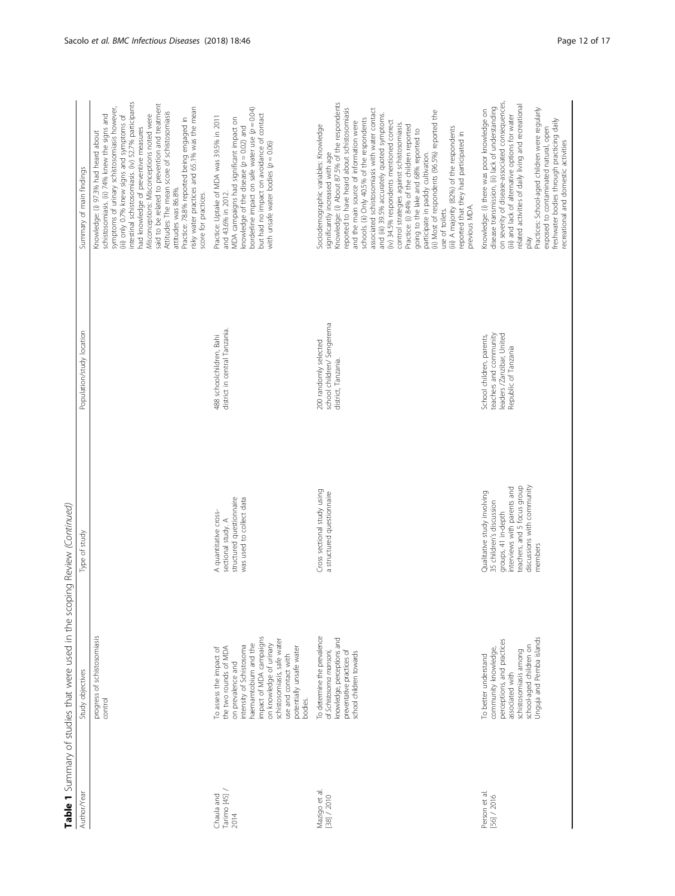**Table 1** Summary of studies that were used in the scoping Review *(Continued)*

| Author/Year | Study objectives | Type of study | Population/study location | Summary of main findings |
| --- | --- | --- | --- | --- |
| | progress of schistosomiasis control | | | Knowledge: (i) 97.3% had heard about schistosomiasis. (ii) 74% knew the signs and symptoms of urinary schistosomiasis however, (iii) only 0.7% knew signs and symptoms of intestinal schistosomiasis. (iv) 52.7% participants had knowledge of preventive measures *Misconceptions*: Misconceptions noted were said to be related to prevention and treatment Attitudes: The mean score of schistosomiasis attitudes was 86.8%. Practice: 78.8% reported being engaged in risky water practices and 65.1% was the mean score for practices. |
| Chaula and Tarimo [45] / 2014 | To assess the impact of the two rounds of MDA on prevalence and intensity of Schistosoma haematobium and the impact of MDA campaigns on knowledge of urinary schistosomiasis, safe water use and contact with potentially unsafe water bodies. | A quantitative cross-sectional study. A structured questionnaire was used to collect data | 488 schoolchildren, Bahi district in central Tanzania. | Practice: Uptake of MDA was 39.5% in 2011 and 43.6% in 2012. MDA campaigns had significant impact on knowledge of the disease ($p = 0.02$) and borderline impact on safe water use ($p = 0.04$) but had no impact on avoidance of contact with unsafe water bodies ($p = 0.06$) |
| Mazigo et al. [38] / 2010 | To determine the prevalence of *Schistosoma mansoni*, knowledge, perceptions and preventative practices of school children towards | Cross sectional study using a structured questionnaire | 200 randomly selected school children/ Sengerema district, Tanzania. | Sociodemographic variables: Knowledge significantly increased with age. Knowledge: (i) About 87.5% of the respondents reported to have heard about schistosomiasis and the main source of information were schools (ii) Only 40.5% of the respondents associated schistosomiasis with water contact and (iii) 39.5% accurately quoted symptoms. (iv) 34.5% respondents mentioned correct control strategies against schistosomiasis. Practice: (i) 84% of the children reported going to the lake and 68% reported to participate in paddy cultivation. (ii) Most of respondents (96.5%) reported the use of toilets. (iii) A majority (82%) of the respondents reported that they had participated in previous MDA. |
| Person et al. [56] / 2016 | To better understand community knowledge, perceptions, and practices associated with schistosomiasis among school-aged children on Unguja and Pemba islands | Qualitative study involving 35 children's discussion groups, 41 in-depth interviews with parents and teachers, and 5 focus group discussions with community members | School children, parents, teachers and community leaders /Zanzibar, United Republic of Tanzania | Knowledge: (i) there was poor knowledge on disease transmission, (ii) lack of understanding on severity of disease-associated consequences, (iii) and lack of alternative options for water related activities of daily living and recreational play Practices: School-aged children were regularly exposed to contaminated natural, open freshwater bodies through practicing daily recreational and domestic activities |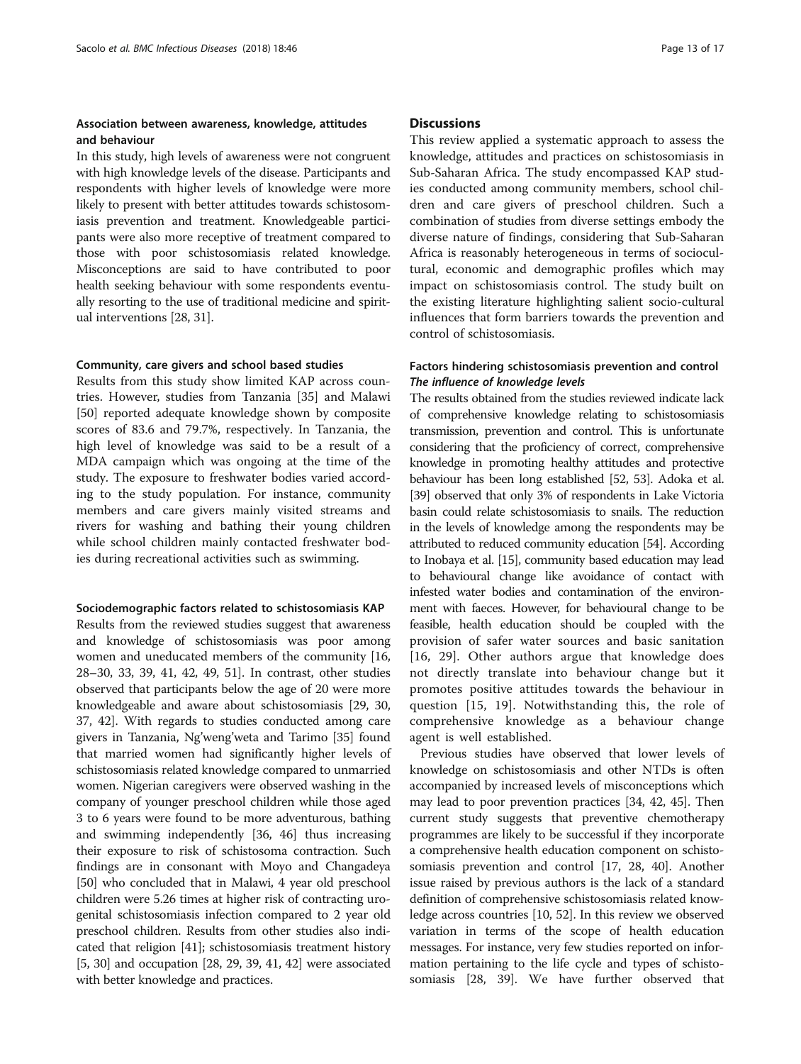### Association between awareness, knowledge, attitudes and behaviour

In this study, high levels of awareness were not congruent with high knowledge levels of the disease. Participants and respondents with higher levels of knowledge were more likely to present with better attitudes towards schistosomiasis prevention and treatment. Knowledgeable participants were also more receptive of treatment compared to those with poor schistosomiasis related knowledge. Misconceptions are said to have contributed to poor health seeking behaviour with some respondents eventually resorting to the use of traditional medicine and spiritual interventions [28, 31].

### Community, care givers and school based studies

Results from this study show limited KAP across countries. However, studies from Tanzania [35] and Malawi [50] reported adequate knowledge shown by composite scores of 83.6 and 79.7%, respectively. In Tanzania, the high level of knowledge was said to be a result of a MDA campaign which was ongoing at the time of the study. The exposure to freshwater bodies varied according to the study population. For instance, community members and care givers mainly visited streams and rivers for washing and bathing their young children while school children mainly contacted freshwater bodies during recreational activities such as swimming.

### Sociodemographic factors related to schistosomiasis KAP

Results from the reviewed studies suggest that awareness and knowledge of schistosomiasis was poor among women and uneducated members of the community [16, 28–30, 33, 39, 41, 42, 49, 51]. In contrast, other studies observed that participants below the age of 20 were more knowledgeable and aware about schistosomiasis [29, 30, 37, 42]. With regards to studies conducted among care givers in Tanzania, Ng'weng'weta and Tarimo [35] found that married women had significantly higher levels of schistosomiasis related knowledge compared to unmarried women. Nigerian caregivers were observed washing in the company of younger preschool children while those aged 3 to 6 years were found to be more adventurous, bathing and swimming independently [36, 46] thus increasing their exposure to risk of schistosoma contraction. Such findings are in consonant with Moyo and Changadeya [50] who concluded that in Malawi, 4 year old preschool children were 5.26 times at higher risk of contracting urogenital schistosomiasis infection compared to 2 year old preschool children. Results from other studies also indicated that religion [41]; schistosomiasis treatment history [5, 30] and occupation [28, 29, 39, 41, 42] were associated with better knowledge and practices.

## Discussions

This review applied a systematic approach to assess the knowledge, attitudes and practices on schistosomiasis in Sub-Saharan Africa. The study encompassed KAP studies conducted among community members, school children and care givers of preschool children. Such a combination of studies from diverse settings embody the diverse nature of findings, considering that Sub-Saharan Africa is reasonably heterogeneous in terms of sociocultural, economic and demographic profiles which may impact on schistosomiasis control. The study built on the existing literature highlighting salient socio-cultural influences that form barriers towards the prevention and control of schistosomiasis.

### Factors hindering schistosomiasis prevention and control

#### *The influence of knowledge levels*

The results obtained from the studies reviewed indicate lack of comprehensive knowledge relating to schistosomiasis transmission, prevention and control. This is unfortunate considering that the proficiency of correct, comprehensive knowledge in promoting healthy attitudes and protective behaviour has been long established [52, 53]. Adoka et al. [39] observed that only 3% of respondents in Lake Victoria basin could relate schistosomiasis to snails. The reduction in the levels of knowledge among the respondents may be attributed to reduced community education [54]. According to Inobaya et al. [15], community based education may lead to behavioural change like avoidance of contact with infested water bodies and contamination of the environment with faeces. However, for behavioural change to be feasible, health education should be coupled with the provision of safer water sources and basic sanitation [16, 29]. Other authors argue that knowledge does not directly translate into behaviour change but it promotes positive attitudes towards the behaviour in question [15, 19]. Notwithstanding this, the role of comprehensive knowledge as a behaviour change agent is well established.

Previous studies have observed that lower levels of knowledge on schistosomiasis and other NTDs is often accompanied by increased levels of misconceptions which may lead to poor prevention practices [34, 42, 45]. Then current study suggests that preventive chemotherapy programmes are likely to be successful if they incorporate a comprehensive health education component on schistosomiasis prevention and control [17, 28, 40]. Another issue raised by previous authors is the lack of a standard definition of comprehensive schistosomiasis related knowledge across countries [10, 52]. In this review we observed variation in terms of the scope of health education messages. For instance, very few studies reported on information pertaining to the life cycle and types of schistosomiasis [28, 39]. We have further observed that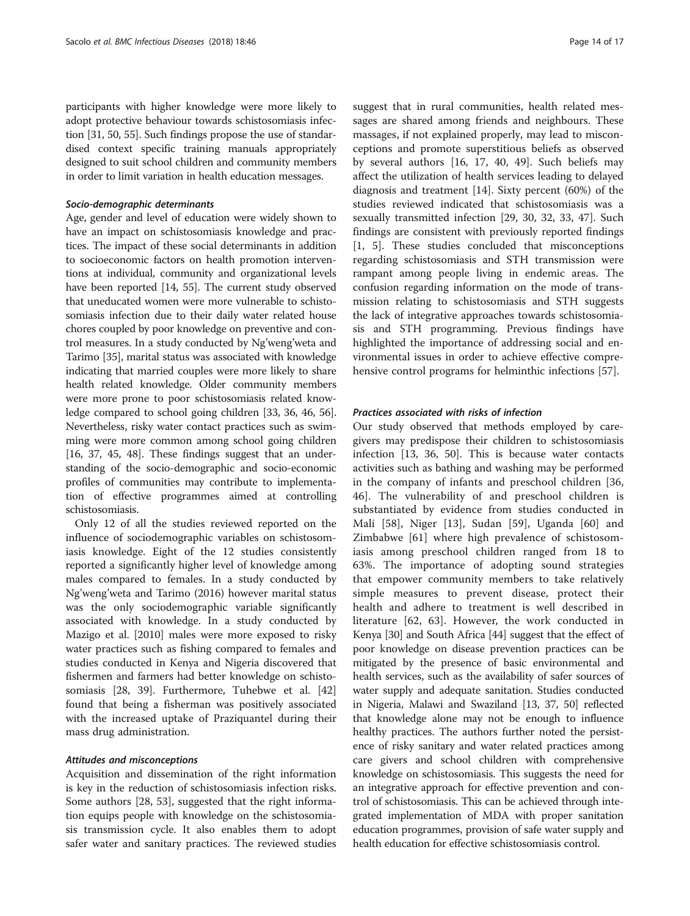participants with higher knowledge were more likely to adopt protective behaviour towards schistosomiasis infection [31, 50, 55]. Such findings propose the use of standardised context specific training manuals appropriately designed to suit school children and community members in order to limit variation in health education messages.

#### *Socio-demographic determinants*

Age, gender and level of education were widely shown to have an impact on schistosomiasis knowledge and practices. The impact of these social determinants in addition to socioeconomic factors on health promotion interventions at individual, community and organizational levels have been reported [14, 55]. The current study observed that uneducated women were more vulnerable to schistosomiasis infection due to their daily water related house chores coupled by poor knowledge on preventive and control measures. In a study conducted by Ng'weng'weta and Tarimo [35], marital status was associated with knowledge indicating that married couples were more likely to share health related knowledge. Older community members were more prone to poor schistosomiasis related knowledge compared to school going children [33, 36, 46, 56]. Nevertheless, risky water contact practices such as swimming were more common among school going children [16, 37, 45, 48]. These findings suggest that an understanding of the socio-demographic and socio-economic profiles of communities may contribute to implementation of effective programmes aimed at controlling schistosomiasis.

Only 12 of all the studies reviewed reported on the influence of sociodemographic variables on schistosomiasis knowledge. Eight of the 12 studies consistently reported a significantly higher level of knowledge among males compared to females. In a study conducted by Ng'weng'weta and Tarimo (2016) however marital status was the only sociodemographic variable significantly associated with knowledge. In a study conducted by Mazigo et al. [2010] males were more exposed to risky water practices such as fishing compared to females and studies conducted in Kenya and Nigeria discovered that fishermen and farmers had better knowledge on schistosomiasis [28, 39]. Furthermore, Tuhebwe et al. [42] found that being a fisherman was positively associated with the increased uptake of Praziquantel during their mass drug administration.

#### *Attitudes and misconceptions*

Acquisition and dissemination of the right information is key in the reduction of schistosomiasis infection risks. Some authors [28, 53], suggested that the right information equips people with knowledge on the schistosomiasis transmission cycle. It also enables them to adopt safer water and sanitary practices. The reviewed studies suggest that in rural communities, health related messages are shared among friends and neighbours. These massages, if not explained properly, may lead to misconceptions and promote superstitious beliefs as observed by several authors [16, 17, 40, 49]. Such beliefs may affect the utilization of health services leading to delayed diagnosis and treatment [14]. Sixty percent (60%) of the studies reviewed indicated that schistosomiasis was a sexually transmitted infection [29, 30, 32, 33, 47]. Such findings are consistent with previously reported findings [1, 5]. These studies concluded that misconceptions regarding schistosomiasis and STH transmission were rampant among people living in endemic areas. The confusion regarding information on the mode of transmission relating to schistosomiasis and STH suggests the lack of integrative approaches towards schistosomiasis and STH programming. Previous findings have highlighted the importance of addressing social and environmental issues in order to achieve effective comprehensive control programs for helminthic infections [57].

#### *Practices associated with risks of infection*

Our study observed that methods employed by caregivers may predispose their children to schistosomiasis infection [13, 36, 50]. This is because water contacts activities such as bathing and washing may be performed in the company of infants and preschool children [36, 46]. The vulnerability of and preschool children is substantiated by evidence from studies conducted in Mali [58], Niger [13], Sudan [59], Uganda [60] and Zimbabwe [61] where high prevalence of schistosomiasis among preschool children ranged from 18 to 63%. The importance of adopting sound strategies that empower community members to take relatively simple measures to prevent disease, protect their health and adhere to treatment is well described in literature [62, 63]. However, the work conducted in Kenya [30] and South Africa [44] suggest that the effect of poor knowledge on disease prevention practices can be mitigated by the presence of basic environmental and health services, such as the availability of safer sources of water supply and adequate sanitation. Studies conducted in Nigeria, Malawi and Swaziland [13, 37, 50] reflected that knowledge alone may not be enough to influence healthy practices. The authors further noted the persistence of risky sanitary and water related practices among care givers and school children with comprehensive knowledge on schistosomiasis. This suggests the need for an integrative approach for effective prevention and control of schistosomiasis. This can be achieved through integrated implementation of MDA with proper sanitation education programmes, provision of safe water supply and health education for effective schistosomiasis control.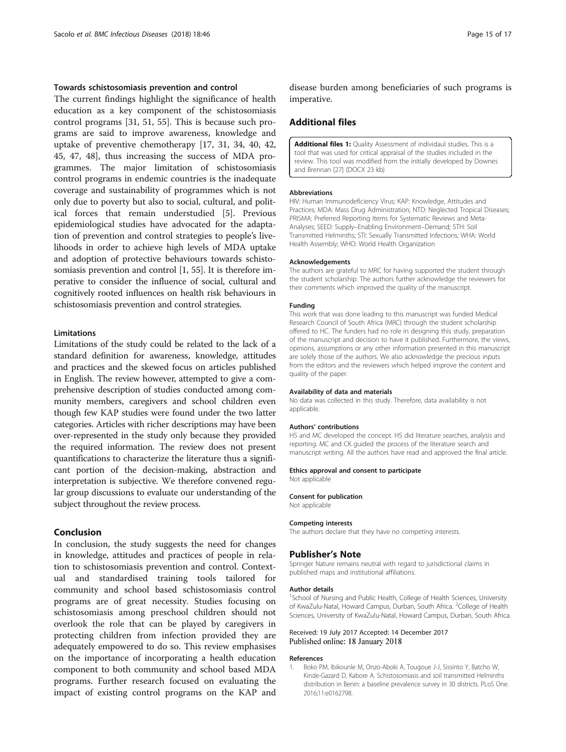### Towards schistosomiasis prevention and control

The current findings highlight the significance of health education as a key component of the schistosomiasis control programs [31, 51, 55]. This is because such programs are said to improve awareness, knowledge and uptake of preventive chemotherapy [17, 31, 34, 40, 42, 45, 47, 48], thus increasing the success of MDA programmes. The major limitation of schistosomiasis control programs in endemic countries is the inadequate coverage and sustainability of programmes which is not only due to poverty but also to social, cultural, and political forces that remain understudied [5]. Previous epidemiological studies have advocated for the adaptation of prevention and control strategies to people's livelihoods in order to achieve high levels of MDA uptake and adoption of protective behaviours towards schistosomiasis prevention and control [1, 55]. It is therefore imperative to consider the influence of social, cultural and cognitively rooted influences on health risk behaviours in schistosomiasis prevention and control strategies.

### Limitations

Limitations of the study could be related to the lack of a standard definition for awareness, knowledge, attitudes and practices and the skewed focus on articles published in English. The review however, attempted to give a comprehensive description of studies conducted among community members, caregivers and school children even though few KAP studies were found under the two latter categories. Articles with richer descriptions may have been over-represented in the study only because they provided the required information. The review does not present quantifications to characterize the literature thus a significant portion of the decision-making, abstraction and interpretation is subjective. We therefore convened regular group discussions to evaluate our understanding of the subject throughout the review process.

## Conclusion

In conclusion, the study suggests the need for changes in knowledge, attitudes and practices of people in relation to schistosomiasis prevention and control. Contextual and standardised training tools tailored for community and school based schistosomiasis control programs are of great necessity. Studies focusing on schistosomiasis among preschool children should not overlook the role that can be played by caregivers in protecting children from infection provided they are adequately empowered to do so. This review emphasises on the importance of incorporating a health education component to both community and school based MDA programs. Further research focused on evaluating the impact of existing control programs on the KAP and disease burden among beneficiaries of such programs is imperative.

## Additional files

**Additional files 1:** Quality Assessment of individaul studies. This is a tool that was used for critical appraisal of the studies included in the review. This tool was modified from the initially developed by Downes and Brennan [27] (DOCX 23 kb)

#### Abbreviations

HIV: Human Immunodeficiency Virus; KAP: Knowledge, Attitudes and Practices; MDA: Mass Drug Administration; NTD: Neglected Tropical Diseases; PRISMA: Preferred Reporting Items for Systematic Reviews and Meta-Analyses; SEED: Supply–Enabling Environment–Demand; STH: Soil Transmitted Helminths; STI: Sexually Transmitted Infections; WHA: World Health Assembly; WHO: World Health Organization

#### Acknowledgements

The authors are grateful to MRC for having supported the student through the student scholarship. The authors further acknowledge the reviewers for their comments which improved the quality of the manuscript.

#### Funding

This work that was done leading to this manuscript was funded Medical Research Council of South Africa (MRC) through the student scholarship offered to HC. The funders had no role in designing this study, preparation of the manuscript and decision to have it published. Furthermore, the views, opinions, assumptions or any other information presented in this manuscript are solely those of the authors. We also acknowledge the precious inputs from the editors and the reviewers which helped improve the content and quality of the paper.

#### Availability of data and materials

No data was collected in this study. Therefore, data availability is not applicable.

#### Authors' contributions

HS and MC developed the concept. HS did literature searches, analysis and reporting. MC and CK guided the process of the literature search and manuscript writing. All the authors have read and approved the final article.

#### Ethics approval and consent to participate

Not applicable

#### Consent for publication

Not applicable

#### Competing interests

The authors declare that they have no competing interests.

### Publisher's Note

Springer Nature remains neutral with regard to jurisdictional claims in published maps and institutional affiliations.

#### Author details

[1]School of Nursing and Public Health, College of Health Sciences, University of KwaZulu-Natal, Howard Campus, Durban, South Africa. [2]College of Health Sciences, University of KwaZulu-Natal, Howard Campus, Durban, South Africa.

Received: 19 July 2017 Accepted: 14 December 2017
Published online: 18 January 2018

#### References

1. Boko PM, Ibikounle M, Onzo-Aboki A, Tougoue J-J, Sissinto Y, Batcho W, Kinde-Gazard D, Kabore A. Schistosomiasis and soil transmitted Helminths distribution in Benin: a baseline prevalence survey in 30 districts. PLoS One. 2016;11:e0162798.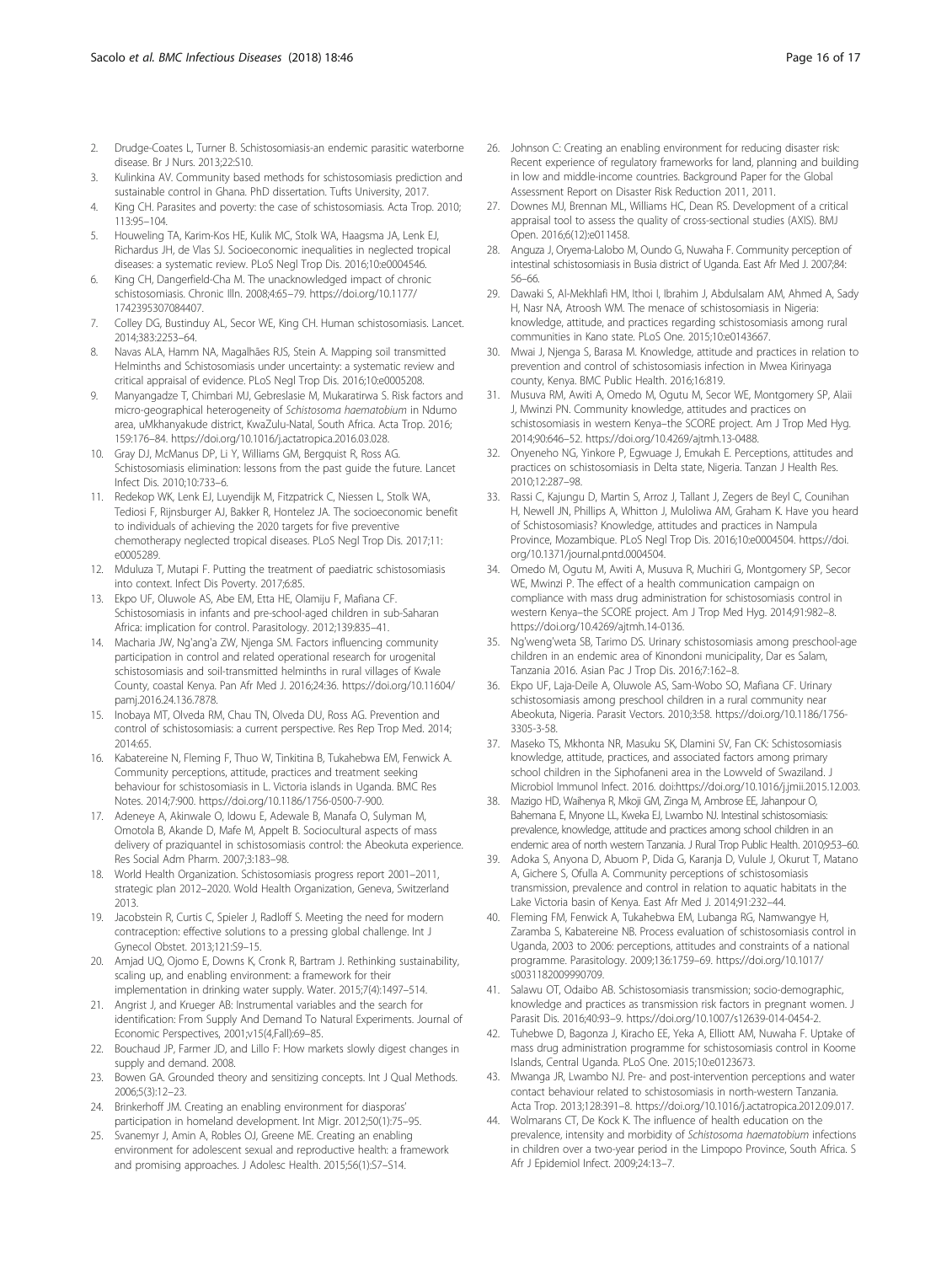2. Drudge-Coates L, Turner B. Schistosomiasis-an endemic parasitic waterborne disease. Br J Nurs. 2013;22:S10.
3. Kulinkina AV. Community based methods for schistosomiasis prediction and sustainable control in Ghana. PhD dissertation. Tufts University, 2017.
4. King CH. Parasites and poverty: the case of schistosomiasis. Acta Trop. 2010; 113:95–104.
5. Houweling TA, Karim-Kos HE, Kulik MC, Stolk WA, Haagsma JA, Lenk EJ, Richardus JH, de Vlas SJ. Socioeconomic inequalities in neglected tropical diseases: a systematic review. PLoS Negl Trop Dis. 2016;10:e0004546.
6. King CH, Dangerfield-Cha M. The unacknowledged impact of chronic schistosomiasis. Chronic Illn. 2008;4:65–79. https://doi.org/10.1177/1742395307084407.
7. Colley DG, Bustinduy AL, Secor WE, King CH. Human schistosomiasis. Lancet. 2014;383:2253–64.
8. Navas ALA, Hamm NA, Magalhães RJS, Stein A. Mapping soil transmitted Helminths and Schistosomiasis under uncertainty: a systematic review and critical appraisal of evidence. PLoS Negl Trop Dis. 2016;10:e0005208.
9. Manyangadze T, Chimbari MJ, Gebreslasie M, Mukaratirwa S. Risk factors and micro-geographical heterogeneity of *Schistosoma haematobium* in Ndumo area, uMkhanyakude district, KwaZulu-Natal, South Africa. Acta Trop. 2016; 159:176–84. https://doi.org/10.1016/j.actatropica.2016.03.028.
10. Gray DJ, McManus DP, Li Y, Williams GM, Bergquist R, Ross AG. Schistosomiasis elimination: lessons from the past guide the future. Lancet Infect Dis. 2010;10:733–6.
11. Redekop WK, Lenk EJ, Luyendijk M, Fitzpatrick C, Niessen L, Stolk WA, Tediosi F, Rijnsburger AJ, Bakker R, Hontelez JA. The socioeconomic benefit to individuals of achieving the 2020 targets for five preventive chemotherapy neglected tropical diseases. PLoS Negl Trop Dis. 2017;11: e0005289.
12. Mduluza T, Mutapi F. Putting the treatment of paediatric schistosomiasis into context. Infect Dis Poverty. 2017;6:85.
13. Ekpo UF, Oluwole AS, Abe EM, Etta HE, Olamiju F, Mafiana CF. Schistosomiasis in infants and pre-school-aged children in sub-Saharan Africa: implication for control. Parasitology. 2012;139:835–41.
14. Macharia JW, Ng'ang'a ZW, Njenga SM. Factors influencing community participation in control and related operational research for urogenital schistosomiasis and soil-transmitted helminths in rural villages of Kwale County, coastal Kenya. Pan Afr Med J. 2016;24:36. https://doi.org/10.11604/pamj.2016.24.136.7878.
15. Inobaya MT, Olveda RM, Chau TN, Olveda DU, Ross AG. Prevention and control of schistosomiasis: a current perspective. Res Rep Trop Med. 2014; 2014:65.
16. Kabatereine N, Fleming F, Thuo W, Tinkitina B, Tukahebwa EM, Fenwick A. Community perceptions, attitude, practices and treatment seeking behaviour for schistosomiasis in L. Victoria islands in Uganda. BMC Res Notes. 2014;7:900. https://doi.org/10.1186/1756-0500-7-900.
17. Adeneye A, Akinwale O, Idowu E, Adewale B, Manafa O, Sulyman M, Omotola B, Akande D, Mafe M, Appelt B. Sociocultural aspects of mass delivery of praziquantel in schistosomiasis control: the Abeokuta experience. Res Social Adm Pharm. 2007;3:183–98.
18. World Health Organization. Schistosomiasis progress report 2001–2011, strategic plan 2012–2020. Wold Health Organization, Geneva, Switzerland 2013.
19. Jacobstein R, Curtis C, Spieler J, Radloff S. Meeting the need for modern contraception: effective solutions to a pressing global challenge. Int J Gynecol Obstet. 2013;121:S9–15.
20. Amjad UQ, Ojomo E, Downs K, Cronk R, Bartram J. Rethinking sustainability, scaling up, and enabling environment: a framework for their implementation in drinking water supply. Water. 2015;7(4):1497–514.
21. Angrist J, and Krueger AB: Instrumental variables and the search for identification: From Supply And Demand To Natural Experiments. Journal of Economic Perspectives, 2001;v15(4,Fall):69–85.
22. Bouchaud JP, Farmer JD, and Lillo F: How markets slowly digest changes in supply and demand. 2008.
23. Bowen GA. Grounded theory and sensitizing concepts. Int J Qual Methods. 2006;5(3):12–23.
24. Brinkerhoff JM. Creating an enabling environment for diasporas' participation in homeland development. Int Migr. 2012;50(1):75–95.
25. Svanemyr J, Amin A, Robles OJ, Greene ME. Creating an enabling environment for adolescent sexual and reproductive health: a framework and promising approaches. J Adolesc Health. 2015;56(1):S7–S14.
26. Johnson C: Creating an enabling environment for reducing disaster risk: Recent experience of regulatory frameworks for land, planning and building in low and middle-income countries. Background Paper for the Global Assessment Report on Disaster Risk Reduction 2011, 2011.
27. Downes MJ, Brennan ML, Williams HC, Dean RS. Development of a critical appraisal tool to assess the quality of cross-sectional studies (AXIS). BMJ Open. 2016;6(12):e011458.
28. Anguza J, Oryema-Lalobo M, Oundo G, Nuwaha F. Community perception of intestinal schistosomiasis in Busia district of Uganda. East Afr Med J. 2007;84: 56–66.
29. Dawaki S, Al-Mekhlafi HM, Ithoi I, Ibrahim J, Abdulsalam AM, Ahmed A, Sady H, Nasr NA, Atroosh WM. The menace of schistosomiasis in Nigeria: knowledge, attitude, and practices regarding schistosomiasis among rural communities in Kano state. PLoS One. 2015;10:e0143667.
30. Mwai J, Njenga S, Barasa M. Knowledge, attitude and practices in relation to prevention and control of schistosomiasis infection in Mwea Kirinyaga county, Kenya. BMC Public Health. 2016;16:819.
31. Musuva RM, Awiti A, Omedo M, Ogutu M, Secor WE, Montgomery SP, Alaii J, Mwinzi PN. Community knowledge, attitudes and practices on schistosomiasis in western Kenya–the SCORE project. Am J Trop Med Hyg. 2014;90:646–52. https://doi.org/10.4269/ajtmh.13-0488.
32. Onyeneho NG, Yinkore P, Egwuage J, Emukah E. Perceptions, attitudes and practices on schistosomiasis in Delta state, Nigeria. Tanzan J Health Res. 2010;12:287–98.
33. Rassi C, Kajungu D, Martin S, Arroz J, Tallant J, Zegers de Beyl C, Counihan H, Newell JN, Phillips A, Whitton J, Muloliwa AM, Graham K. Have you heard of Schistosomiasis? Knowledge, attitudes and practices in Nampula Province, Mozambique. PLoS Negl Trop Dis. 2016;10:e0004504. https://doi.org/10.1371/journal.pntd.0004504.
34. Omedo M, Ogutu M, Awiti A, Musuva R, Muchiri G, Montgomery SP, Secor WE, Mwinzi P. The effect of a health communication campaign on compliance with mass drug administration for schistosomiasis control in western Kenya–the SCORE project. Am J Trop Med Hyg. 2014;91:982–8. https://doi.org/10.4269/ajtmh.14-0136.
35. Ng'weng'weta SB, Tarimo DS. Urinary schistosomiasis among preschool-age children in an endemic area of Kinondoni municipality, Dar es Salam, Tanzania 2016. Asian Pac J Trop Dis. 2016;7:162–8.
36. Ekpo UF, Laja-Deile A, Oluwole AS, Sam-Wobo SO, Mafiana CF. Urinary schistosomiasis among preschool children in a rural community near Abeokuta, Nigeria. Parasit Vectors. 2010;3:58. https://doi.org/10.1186/1756-3305-3-58.
37. Maseko TS, Mkhonta NR, Masuku SK, Dlamini SV, Fan CK: Schistosomiasis knowledge, attitude, practices, and associated factors among primary school children in the Siphofaneni area in the Lowveld of Swaziland. J Microbiol Immunol Infect. 2016. doi:https://doi.org/10.1016/j.jmii.2015.12.003.
38. Mazigo HD, Waihenya R, Mkoji GM, Zinga M, Ambrose EE, Jahanpour O, Bahemana E, Mnyone LL, Kweka EJ, Lwambo NJ. Intestinal schistosomiasis: prevalence, knowledge, attitude and practices among school children in an endemic area of north western Tanzania. J Rural Trop Public Health. 2010;9:53–60.
39. Adoka S, Anyona D, Abuom P, Dida G, Karanja D, Vulule J, Okurut T, Matano A, Gichere S, Ofulla A. Community perceptions of schistosomiasis transmission, prevalence and control in relation to aquatic habitats in the Lake Victoria basin of Kenya. East Afr Med J. 2014;91:232–44.
40. Fleming FM, Fenwick A, Tukahebwa EM, Lubanga RG, Namwangye H, Zaramba S, Kabatereine NB. Process evaluation of schistosomiasis control in Uganda, 2003 to 2006: perceptions, attitudes and constraints of a national programme. Parasitology. 2009;136:1759–69. https://doi.org/10.1017/s0031182009990709.
41. Salawu OT, Odaibo AB. Schistosomiasis transmission; socio-demographic, knowledge and practices as transmission risk factors in pregnant women. J Parasit Dis. 2016;40:93–9. https://doi.org/10.1007/s12639-014-0454-2.
42. Tuhebwe D, Bagonza J, Kiracho EE, Yeka A, Elliott AM, Nuwaha F. Uptake of mass drug administration programme for schistosomiasis control in Koome Islands, Central Uganda. PLoS One. 2015;10:e0123673.
43. Mwanga JR, Lwambo NJ. Pre- and post-intervention perceptions and water contact behaviour related to schistosomiasis in north-western Tanzania. Acta Trop. 2013;128:391–8. https://doi.org/10.1016/j.actatropica.2012.09.017.
44. Wolmarans CT, De Kock K. The influence of health education on the prevalence, intensity and morbidity of *Schistosoma haematobium* infections in children over a two-year period in the Limpopo Province, South Africa. S Afr J Epidemiol Infect. 2009;24:13–7.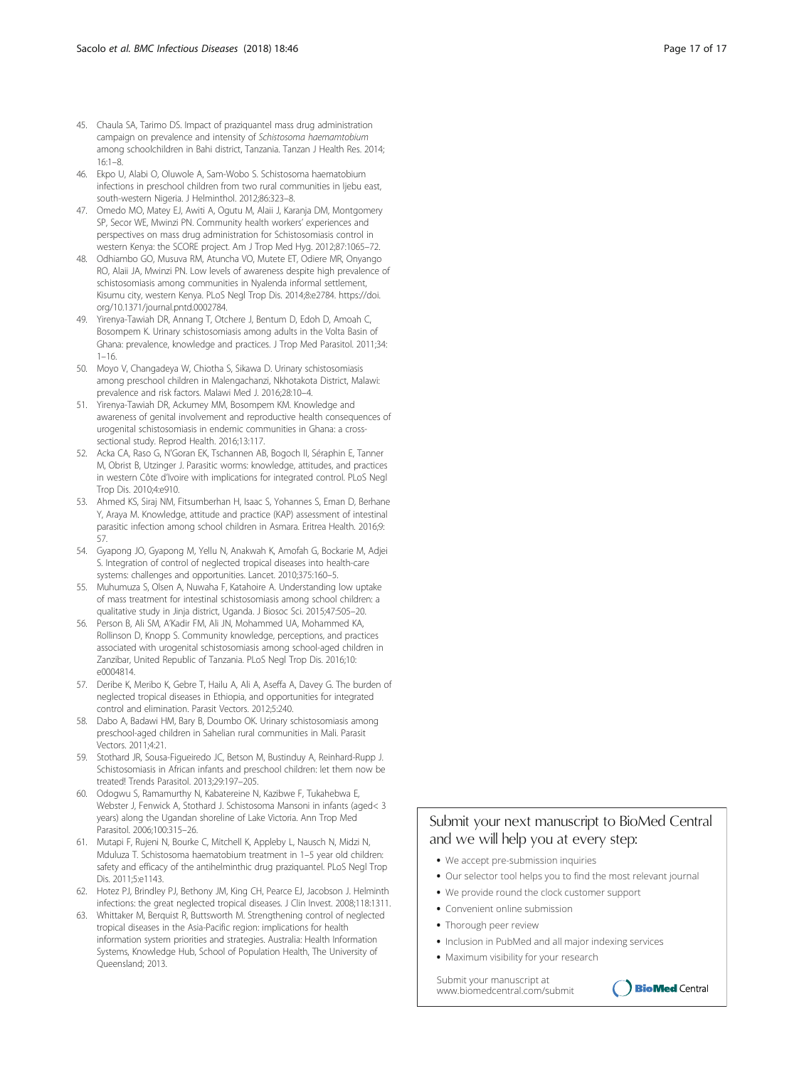45. Chaula SA, Tarimo DS. Impact of praziquantel mass drug administration campaign on prevalence and intensity of *Schistosoma haemamtobium* among schoolchildren in Bahi district, Tanzania. Tanzan J Health Res. 2014; 16:1–8.
46. Ekpo U, Alabi O, Oluwole A, Sam-Wobo S. Schistosoma haematobium infections in preschool children from two rural communities in Ijebu east, south-western Nigeria. J Helminthol. 2012;86:323–8.
47. Omedo MO, Matey EJ, Awiti A, Ogutu M, Alaii J, Karanja DM, Montgomery SP, Secor WE, Mwinzi PN. Community health workers' experiences and perspectives on mass drug administration for Schistosomiasis control in western Kenya: the SCORE project. Am J Trop Med Hyg. 2012;87:1065–72.
48. Odhiambo GO, Musuva RM, Atuncha VO, Mutete ET, Odiere MR, Onyango RO, Alaii JA, Mwinzi PN. Low levels of awareness despite high prevalence of schistosomiasis among communities in Nyalenda informal settlement, Kisumu city, western Kenya. PLoS Negl Trop Dis. 2014;8:e2784. https://doi.org/10.1371/journal.pntd.0002784.
49. Yirenya-Tawiah DR, Annang T, Otchere J, Bentum D, Edoh D, Amoah C, Bosompem K. Urinary schistosomiasis among adults in the Volta Basin of Ghana: prevalence, knowledge and practices. J Trop Med Parasitol. 2011;34: 1–16.
50. Moyo V, Changadeya W, Chiotha S, Sikawa D. Urinary schistosomiasis among preschool children in Malengachanzi, Nkhotakota District, Malawi: prevalence and risk factors. Malawi Med J. 2016;28:10–4.
51. Yirenya-Tawiah DR, Ackumey MM, Bosompem KM. Knowledge and awareness of genital involvement and reproductive health consequences of urogenital schistosomiasis in endemic communities in Ghana: a cross-sectional study. Reprod Health. 2016;13:117.
52. Acka CA, Raso G, N'Goran EK, Tschannen AB, Bogoch II, Séraphin E, Tanner M, Obrist B, Utzinger J. Parasitic worms: knowledge, attitudes, and practices in western Côte d'Ivoire with implications for integrated control. PLoS Negl Trop Dis. 2010;4:e910.
53. Ahmed KS, Siraj NM, Fitsumberhan H, Isaac S, Yohannes S, Eman D, Berhane Y, Araya M. Knowledge, attitude and practice (KAP) assessment of intestinal parasitic infection among school children in Asmara. Eritrea Health. 2016;9: 57.
54. Gyapong JO, Gyapong M, Yellu N, Anakwah K, Amofah G, Bockarie M, Adjei S. Integration of control of neglected tropical diseases into health-care systems: challenges and opportunities. Lancet. 2010;375:160–5.
55. Muhumuza S, Olsen A, Nuwaha F, Katahoire A. Understanding low uptake of mass treatment for intestinal schistosomiasis among school children: a qualitative study in Jinja district, Uganda. J Biosoc Sci. 2015;47:505–20.
56. Person B, Ali SM, A'Kadir FM, Ali JN, Mohammed UA, Mohammed KA, Rollinson D, Knopp S. Community knowledge, perceptions, and practices associated with urogenital schistosomiasis among school-aged children in Zanzibar, United Republic of Tanzania. PLoS Negl Trop Dis. 2016;10: e0004814.
57. Deribe K, Meribo K, Gebre T, Hailu A, Ali A, Aseffa A, Davey G. The burden of neglected tropical diseases in Ethiopia, and opportunities for integrated control and elimination. Parasit Vectors. 2012;5:240.
58. Dabo A, Badawi HM, Bary B, Doumbo OK. Urinary schistosomiasis among preschool-aged children in Sahelian rural communities in Mali. Parasit Vectors. 2011;4:21.
59. Stothard JR, Sousa-Figueiredo JC, Betson M, Bustinduy A, Reinhard-Rupp J. Schistosomiasis in African infants and preschool children: let them now be treated! Trends Parasitol. 2013;29:197–205.
60. Odogwu S, Ramamurthy N, Kabatereine N, Kazibwe F, Tukahebwa E, Webster J, Fenwick A, Stothard J. Schistosoma Mansoni in infants (aged< 3 years) along the Ugandan shoreline of Lake Victoria. Ann Trop Med Parasitol. 2006;100:315–26.
61. Mutapi F, Rujeni N, Bourke C, Mitchell K, Appleby L, Nausch N, Midzi N, Mduluza T. Schistosoma haematobium treatment in 1–5 year old children: safety and efficacy of the antihelminthic drug praziquantel. PLoS Negl Trop Dis. 2011;5:e1143.
62. Hotez PJ, Brindley PJ, Bethony JM, King CH, Pearce EJ, Jacobson J. Helminth infections: the great neglected tropical diseases. J Clin Invest. 2008;118:1311.
63. Whittaker M, Berquist R, Buttsworth M. Strengthening control of neglected tropical diseases in the Asia-Pacific region: implications for health information system priorities and strategies. Australia: Health Information Systems, Knowledge Hub, School of Population Health, The University of Queensland; 2013.

Submit your next manuscript to BioMed Central and we will help you at every step:

- We accept pre-submission inquiries
- Our selector tool helps you to find the most relevant journal
- We provide round the clock customer support
- Convenient online submission
- Thorough peer review
- Inclusion in PubMed and all major indexing services
- Maximum visibility for your research

Submit your manuscript at www.biomedcentral.com/submit

BioMed Central